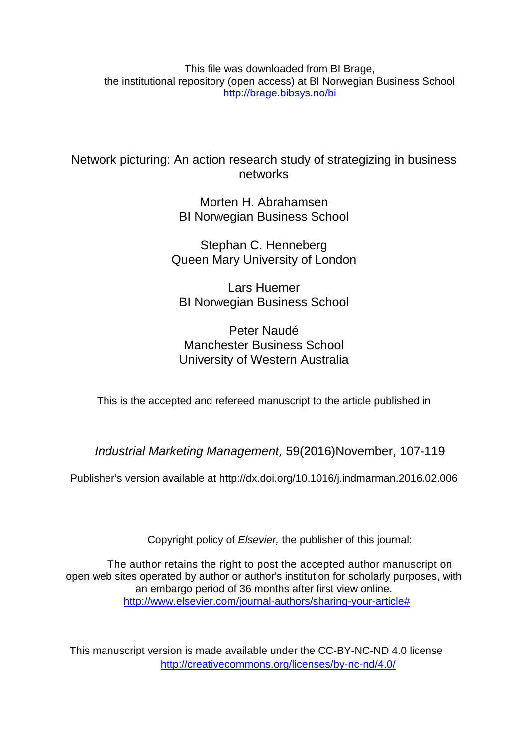This file was downloaded from BI Brage,
the institutional repository (open access) at BI Norwegian Business School
http://brage.bibsys.no/bi

# Network picturing: An action research study of strategizing in business networks

Morten H. Abrahamsen
BI Norwegian Business School

Stephan C. Henneberg
Queen Mary University of London

Lars Huemer
BI Norwegian Business School

Peter Naudé
Manchester Business School
University of Western Australia

This is the accepted and refereed manuscript to the article published in

*Industrial Marketing Management,* 59(2016)November, 107-119

Publisher's version available at http://dx.doi.org/10.1016/j.indmarman.2016.02.006

Copyright policy of *Elsevier,* the publisher of this journal:

The author retains the right to post the accepted author manuscript on open web sites operated by author or author's institution for scholarly purposes, with an embargo period of 36 months after first view online.
http://www.elsevier.com/journal-authors/sharing-your-article#

This manuscript version is made available under the CC-BY-NC-ND 4.0 license
http://creativecommons.org/licenses/by-nc-nd/4.0/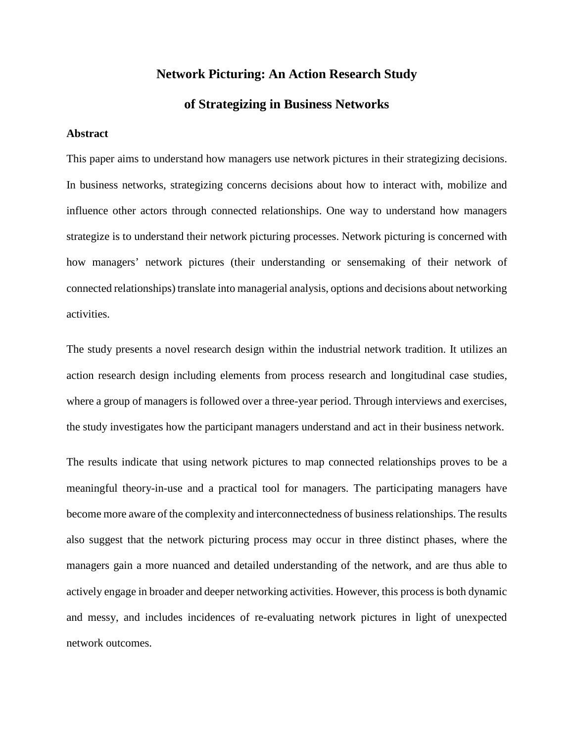# Network Picturing: An Action Research Study of Strategizing in Business Networks

## Abstract

This paper aims to understand how managers use network pictures in their strategizing decisions. In business networks, strategizing concerns decisions about how to interact with, mobilize and influence other actors through connected relationships. One way to understand how managers strategize is to understand their network picturing processes. Network picturing is concerned with how managers' network pictures (their understanding or sensemaking of their network of connected relationships) translate into managerial analysis, options and decisions about networking activities.

The study presents a novel research design within the industrial network tradition. It utilizes an action research design including elements from process research and longitudinal case studies, where a group of managers is followed over a three-year period. Through interviews and exercises, the study investigates how the participant managers understand and act in their business network.

The results indicate that using network pictures to map connected relationships proves to be a meaningful theory-in-use and a practical tool for managers. The participating managers have become more aware of the complexity and interconnectedness of business relationships. The results also suggest that the network picturing process may occur in three distinct phases, where the managers gain a more nuanced and detailed understanding of the network, and are thus able to actively engage in broader and deeper networking activities. However, this process is both dynamic and messy, and includes incidences of re-evaluating network pictures in light of unexpected network outcomes.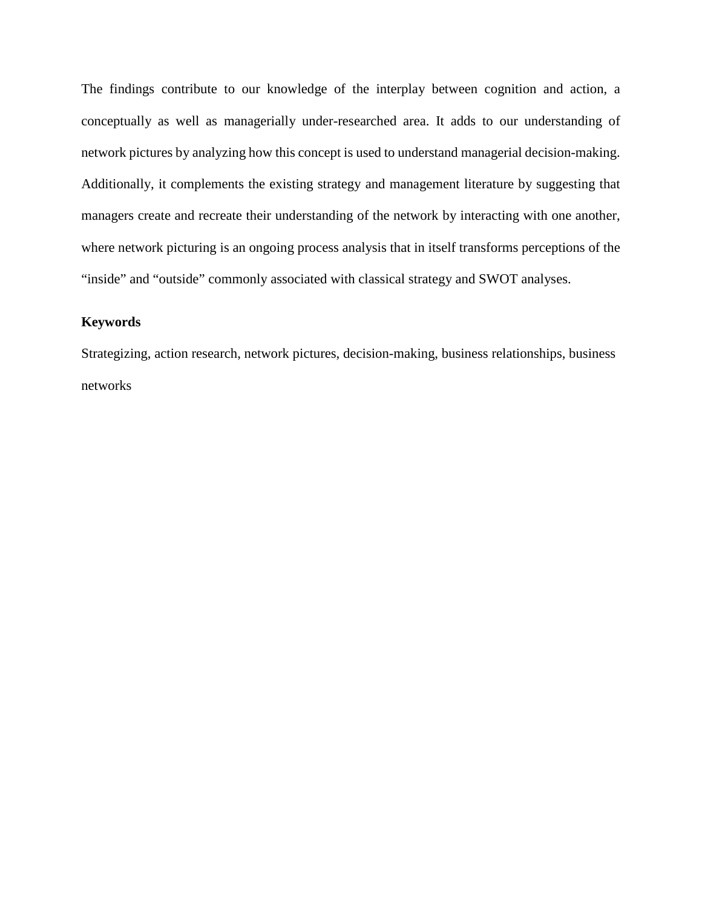The findings contribute to our knowledge of the interplay between cognition and action, a conceptually as well as managerially under-researched area. It adds to our understanding of network pictures by analyzing how this concept is used to understand managerial decision-making. Additionally, it complements the existing strategy and management literature by suggesting that managers create and recreate their understanding of the network by interacting with one another, where network picturing is an ongoing process analysis that in itself transforms perceptions of the "inside" and "outside" commonly associated with classical strategy and SWOT analyses.

**Keywords**

Strategizing, action research, network pictures, decision-making, business relationships, business networks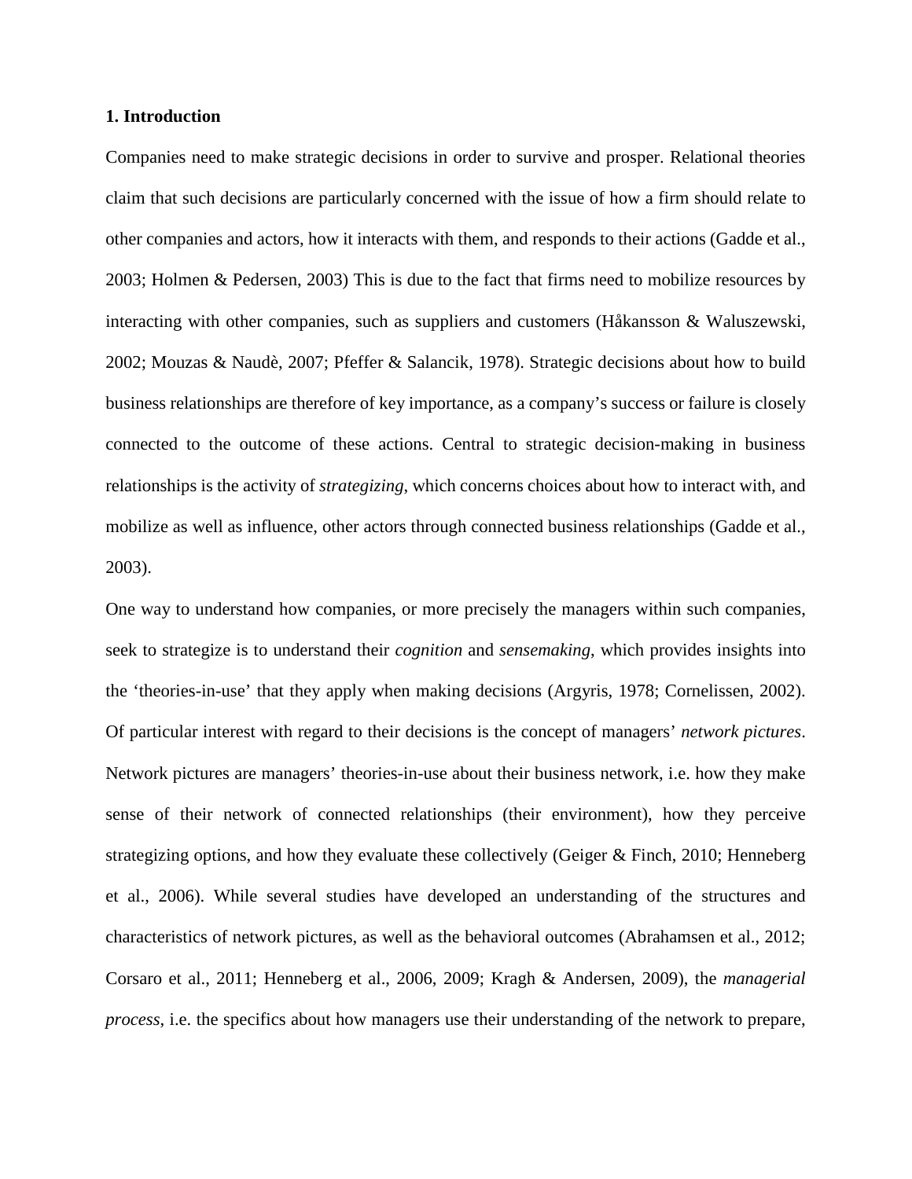**1. Introduction**

Companies need to make strategic decisions in order to survive and prosper. Relational theories claim that such decisions are particularly concerned with the issue of how a firm should relate to other companies and actors, how it interacts with them, and responds to their actions (Gadde et al., 2003; Holmen & Pedersen, 2003) This is due to the fact that firms need to mobilize resources by interacting with other companies, such as suppliers and customers (Håkansson & Waluszewski, 2002; Mouzas & Naudè, 2007; Pfeffer & Salancik, 1978). Strategic decisions about how to build business relationships are therefore of key importance, as a company's success or failure is closely connected to the outcome of these actions. Central to strategic decision-making in business relationships is the activity of *strategizing*, which concerns choices about how to interact with, and mobilize as well as influence, other actors through connected business relationships (Gadde et al., 2003).

One way to understand how companies, or more precisely the managers within such companies, seek to strategize is to understand their *cognition* and *sensemaking*, which provides insights into the 'theories-in-use' that they apply when making decisions (Argyris, 1978; Cornelissen, 2002). Of particular interest with regard to their decisions is the concept of managers' *network pictures*. Network pictures are managers' theories-in-use about their business network, i.e. how they make sense of their network of connected relationships (their environment), how they perceive strategizing options, and how they evaluate these collectively (Geiger & Finch, 2010; Henneberg et al., 2006). While several studies have developed an understanding of the structures and characteristics of network pictures, as well as the behavioral outcomes (Abrahamsen et al., 2012; Corsaro et al., 2011; Henneberg et al., 2006, 2009; Kragh & Andersen, 2009), the *managerial process*, i.e. the specifics about how managers use their understanding of the network to prepare,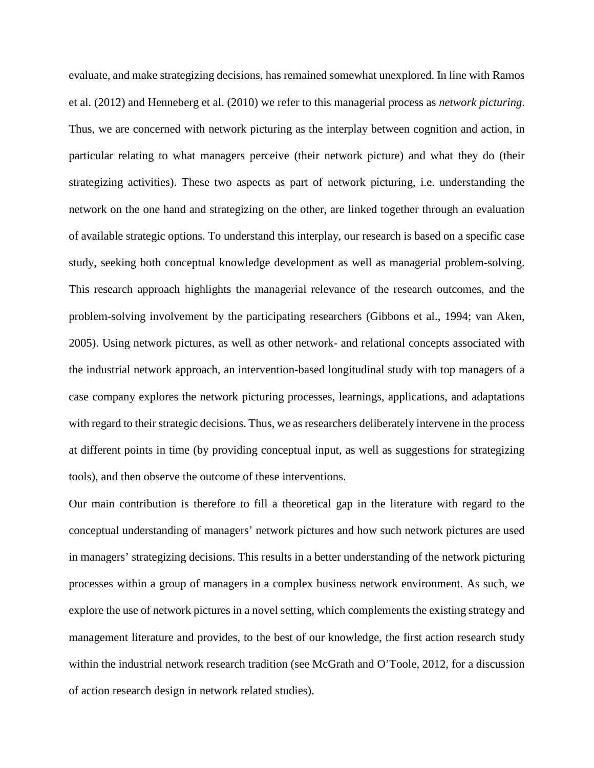evaluate, and make strategizing decisions, has remained somewhat unexplored. In line with Ramos et al. (2012) and Henneberg et al. (2010) we refer to this managerial process as *network picturing*. Thus, we are concerned with network picturing as the interplay between cognition and action, in particular relating to what managers perceive (their network picture) and what they do (their strategizing activities). These two aspects as part of network picturing, i.e. understanding the network on the one hand and strategizing on the other, are linked together through an evaluation of available strategic options. To understand this interplay, our research is based on a specific case study, seeking both conceptual knowledge development as well as managerial problem-solving. This research approach highlights the managerial relevance of the research outcomes, and the problem-solving involvement by the participating researchers (Gibbons et al., 1994; van Aken, 2005). Using network pictures, as well as other network- and relational concepts associated with the industrial network approach, an intervention-based longitudinal study with top managers of a case company explores the network picturing processes, learnings, applications, and adaptations with regard to their strategic decisions. Thus, we as researchers deliberately intervene in the process at different points in time (by providing conceptual input, as well as suggestions for strategizing tools), and then observe the outcome of these interventions.

Our main contribution is therefore to fill a theoretical gap in the literature with regard to the conceptual understanding of managers' network pictures and how such network pictures are used in managers' strategizing decisions. This results in a better understanding of the network picturing processes within a group of managers in a complex business network environment. As such, we explore the use of network pictures in a novel setting, which complements the existing strategy and management literature and provides, to the best of our knowledge, the first action research study within the industrial network research tradition (see McGrath and O'Toole, 2012, for a discussion of action research design in network related studies).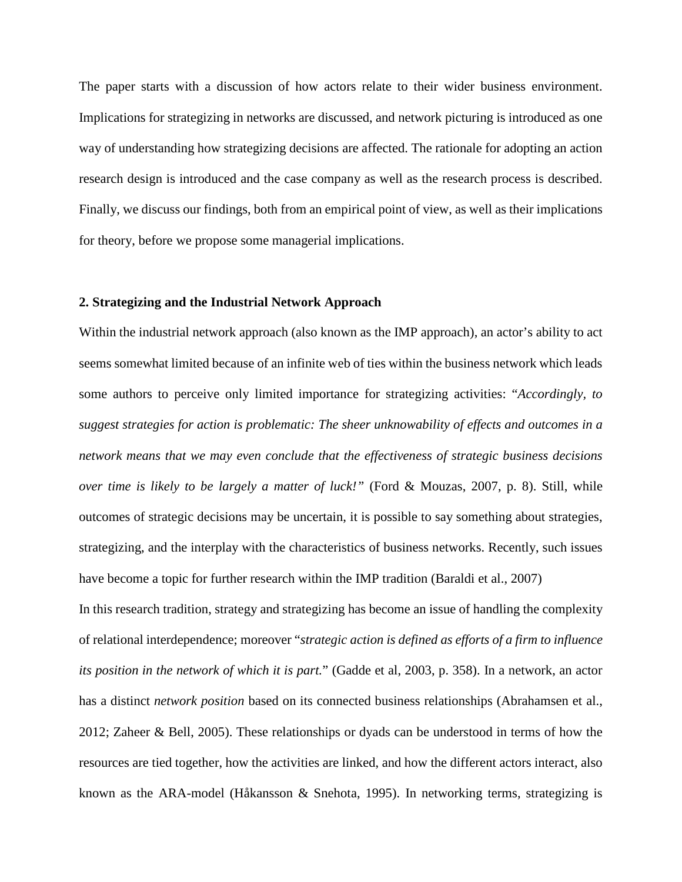The paper starts with a discussion of how actors relate to their wider business environment. Implications for strategizing in networks are discussed, and network picturing is introduced as one way of understanding how strategizing decisions are affected. The rationale for adopting an action research design is introduced and the case company as well as the research process is described. Finally, we discuss our findings, both from an empirical point of view, as well as their implications for theory, before we propose some managerial implications.

## 2. Strategizing and the Industrial Network Approach

Within the industrial network approach (also known as the IMP approach), an actor's ability to act seems somewhat limited because of an infinite web of ties within the business network which leads some authors to perceive only limited importance for strategizing activities: "*Accordingly, to suggest strategies for action is problematic: The sheer unknowability of effects and outcomes in a network means that we may even conclude that the effectiveness of strategic business decisions over time is likely to be largely a matter of luck!*" (Ford & Mouzas, 2007, p. 8). Still, while outcomes of strategic decisions may be uncertain, it is possible to say something about strategies, strategizing, and the interplay with the characteristics of business networks. Recently, such issues have become a topic for further research within the IMP tradition (Baraldi et al., 2007)

In this research tradition, strategy and strategizing has become an issue of handling the complexity of relational interdependence; moreover "*strategic action is defined as efforts of a firm to influence its position in the network of which it is part.*" (Gadde et al, 2003, p. 358). In a network, an actor has a distinct *network position* based on its connected business relationships (Abrahamsen et al., 2012; Zaheer & Bell, 2005). These relationships or dyads can be understood in terms of how the resources are tied together, how the activities are linked, and how the different actors interact, also known as the ARA-model (Håkansson & Snehota, 1995). In networking terms, strategizing is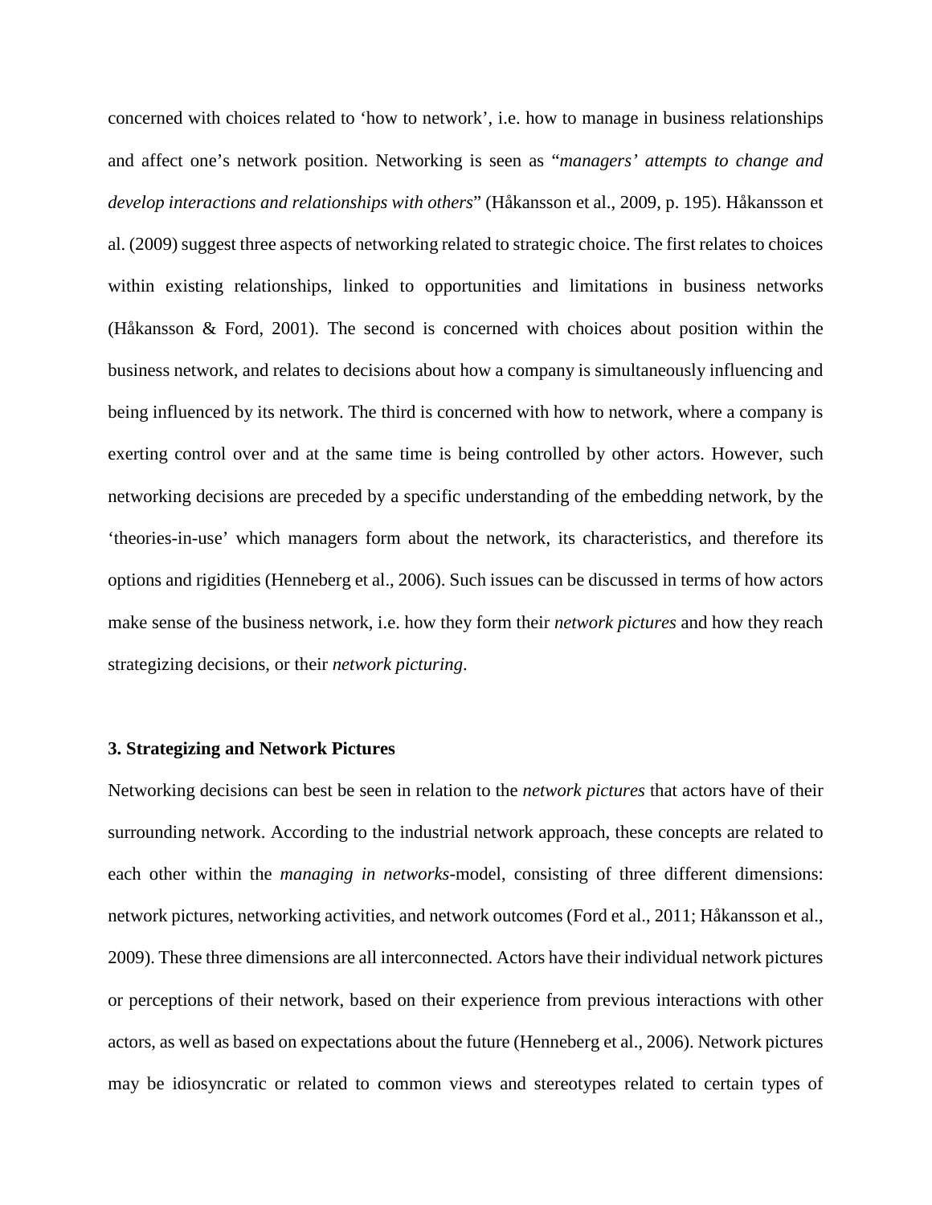concerned with choices related to 'how to network', i.e. how to manage in business relationships and affect one's network position. Networking is seen as "*managers' attempts to change and develop interactions and relationships with others*" (Håkansson et al., 2009, p. 195). Håkansson et al. (2009) suggest three aspects of networking related to strategic choice. The first relates to choices within existing relationships, linked to opportunities and limitations in business networks (Håkansson & Ford, 2001). The second is concerned with choices about position within the business network, and relates to decisions about how a company is simultaneously influencing and being influenced by its network. The third is concerned with how to network, where a company is exerting control over and at the same time is being controlled by other actors. However, such networking decisions are preceded by a specific understanding of the embedding network, by the 'theories-in-use' which managers form about the network, its characteristics, and therefore its options and rigidities (Henneberg et al., 2006). Such issues can be discussed in terms of how actors make sense of the business network, i.e. how they form their *network pictures* and how they reach strategizing decisions, or their *network picturing*.

## 3. Strategizing and Network Pictures

Networking decisions can best be seen in relation to the *network pictures* that actors have of their surrounding network. According to the industrial network approach, these concepts are related to each other within the *managing in networks*-model, consisting of three different dimensions: network pictures, networking activities, and network outcomes (Ford et al., 2011; Håkansson et al., 2009). These three dimensions are all interconnected. Actors have their individual network pictures or perceptions of their network, based on their experience from previous interactions with other actors, as well as based on expectations about the future (Henneberg et al., 2006). Network pictures may be idiosyncratic or related to common views and stereotypes related to certain types of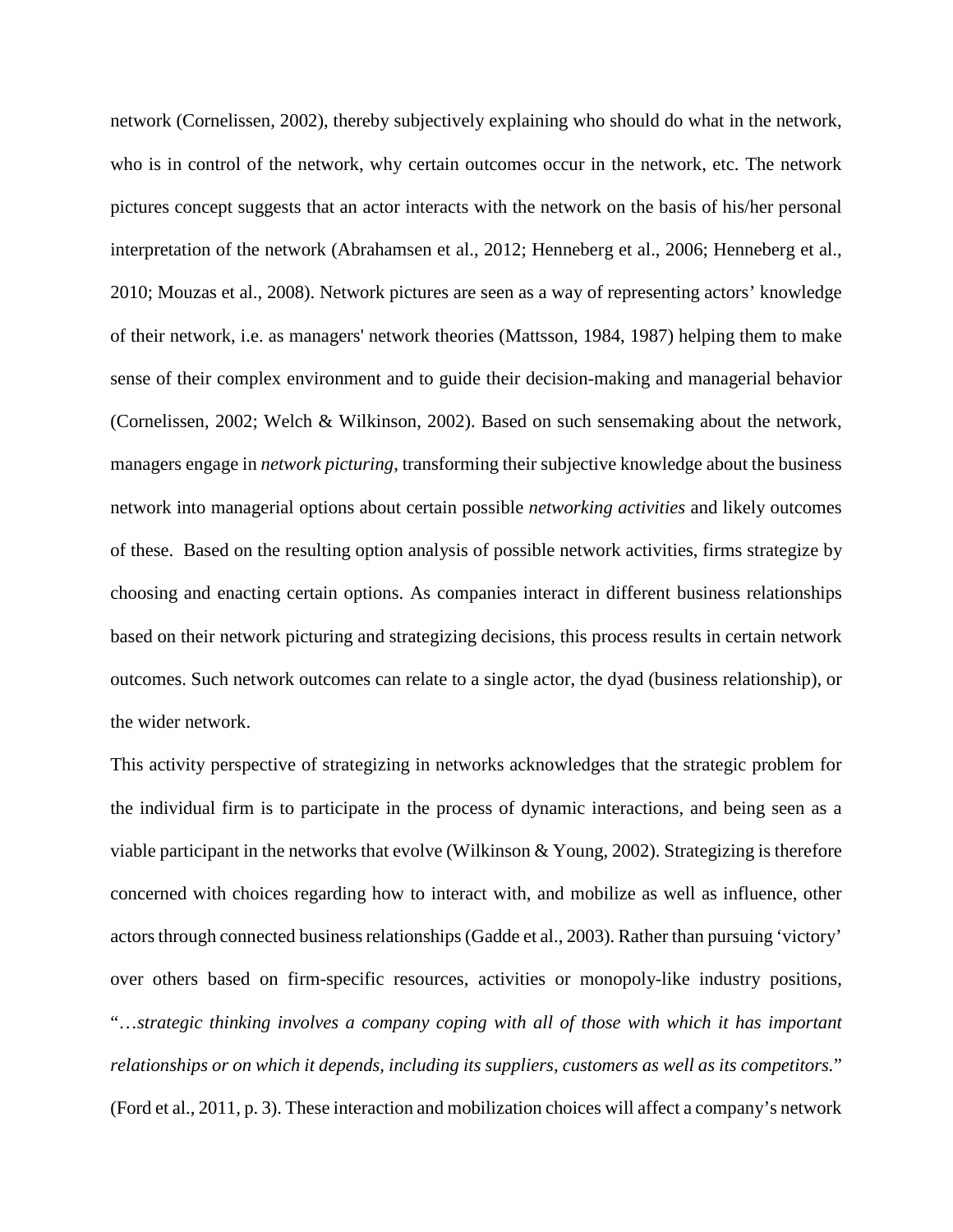network (Cornelissen, 2002), thereby subjectively explaining who should do what in the network, who is in control of the network, why certain outcomes occur in the network, etc. The network pictures concept suggests that an actor interacts with the network on the basis of his/her personal interpretation of the network (Abrahamsen et al., 2012; Henneberg et al., 2006; Henneberg et al., 2010; Mouzas et al., 2008). Network pictures are seen as a way of representing actors' knowledge of their network, i.e. as managers' network theories (Mattsson, 1984, 1987) helping them to make sense of their complex environment and to guide their decision-making and managerial behavior (Cornelissen, 2002; Welch & Wilkinson, 2002). Based on such sensemaking about the network, managers engage in *network picturing*, transforming their subjective knowledge about the business network into managerial options about certain possible *networking activities* and likely outcomes of these. Based on the resulting option analysis of possible network activities, firms strategize by choosing and enacting certain options. As companies interact in different business relationships based on their network picturing and strategizing decisions, this process results in certain network outcomes. Such network outcomes can relate to a single actor, the dyad (business relationship), or the wider network.

This activity perspective of strategizing in networks acknowledges that the strategic problem for the individual firm is to participate in the process of dynamic interactions, and being seen as a viable participant in the networks that evolve (Wilkinson & Young, 2002). Strategizing is therefore concerned with choices regarding how to interact with, and mobilize as well as influence, other actors through connected business relationships (Gadde et al., 2003). Rather than pursuing 'victory' over others based on firm-specific resources, activities or monopoly-like industry positions, "*…strategic thinking involves a company coping with all of those with which it has important relationships or on which it depends, including its suppliers, customers as well as its competitors.*" (Ford et al., 2011, p. 3). These interaction and mobilization choices will affect a company's network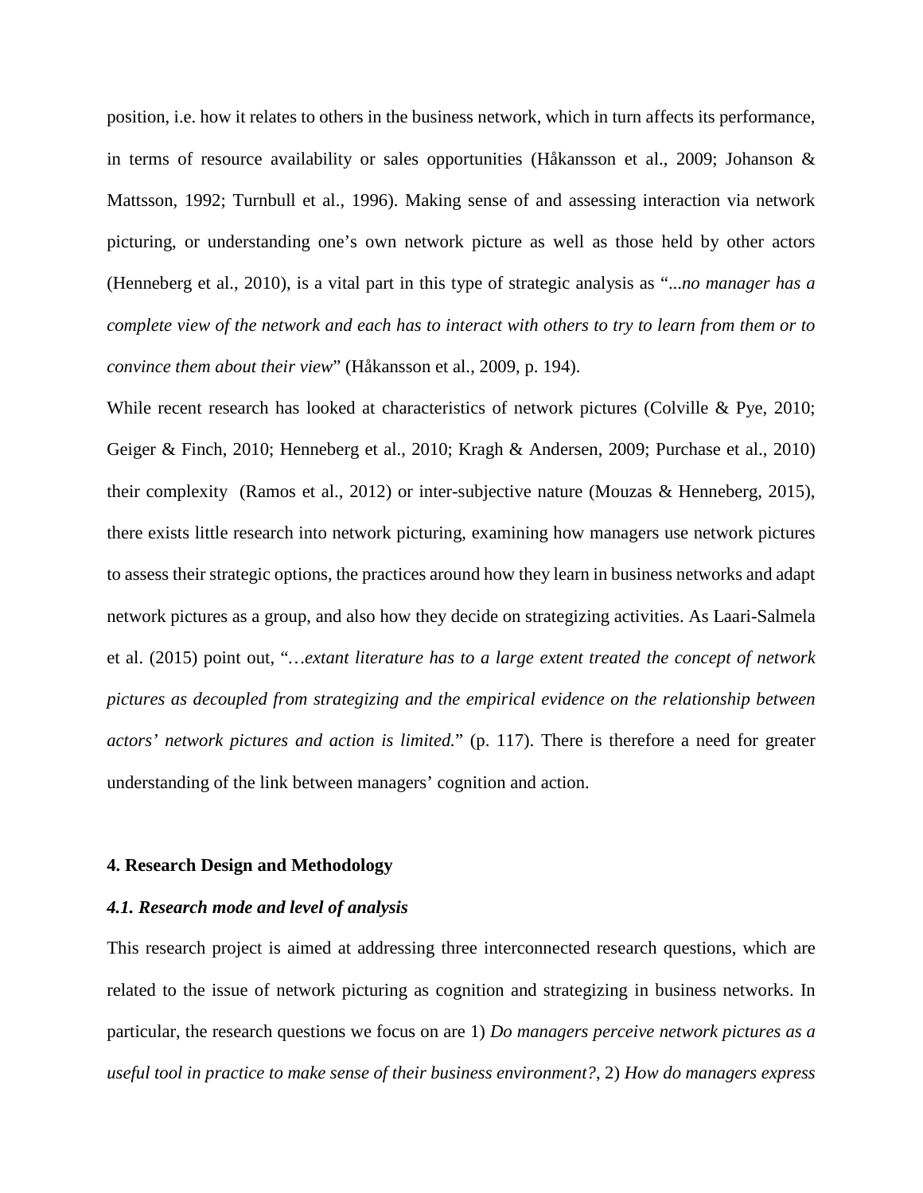position, i.e. how it relates to others in the business network, which in turn affects its performance, in terms of resource availability or sales opportunities (Håkansson et al., 2009; Johanson & Mattsson, 1992; Turnbull et al., 1996). Making sense of and assessing interaction via network picturing, or understanding one's own network picture as well as those held by other actors (Henneberg et al., 2010), is a vital part in this type of strategic analysis as "*...no manager has a complete view of the network and each has to interact with others to try to learn from them or to convince them about their view*" (Håkansson et al., 2009, p. 194).

While recent research has looked at characteristics of network pictures (Colville & Pye, 2010; Geiger & Finch, 2010; Henneberg et al., 2010; Kragh & Andersen, 2009; Purchase et al., 2010) their complexity (Ramos et al., 2012) or inter-subjective nature (Mouzas & Henneberg, 2015), there exists little research into network picturing, examining how managers use network pictures to assess their strategic options, the practices around how they learn in business networks and adapt network pictures as a group, and also how they decide on strategizing activities. As Laari-Salmela et al. (2015) point out, "*…extant literature has to a large extent treated the concept of network pictures as decoupled from strategizing and the empirical evidence on the relationship between actors' network pictures and action is limited.*" (p. 117). There is therefore a need for greater understanding of the link between managers' cognition and action.

## 4. Research Design and Methodology

### *4.1. Research mode and level of analysis*

This research project is aimed at addressing three interconnected research questions, which are related to the issue of network picturing as cognition and strategizing in business networks. In particular, the research questions we focus on are 1) *Do managers perceive network pictures as a useful tool in practice to make sense of their business environment?*, 2) *How do managers express*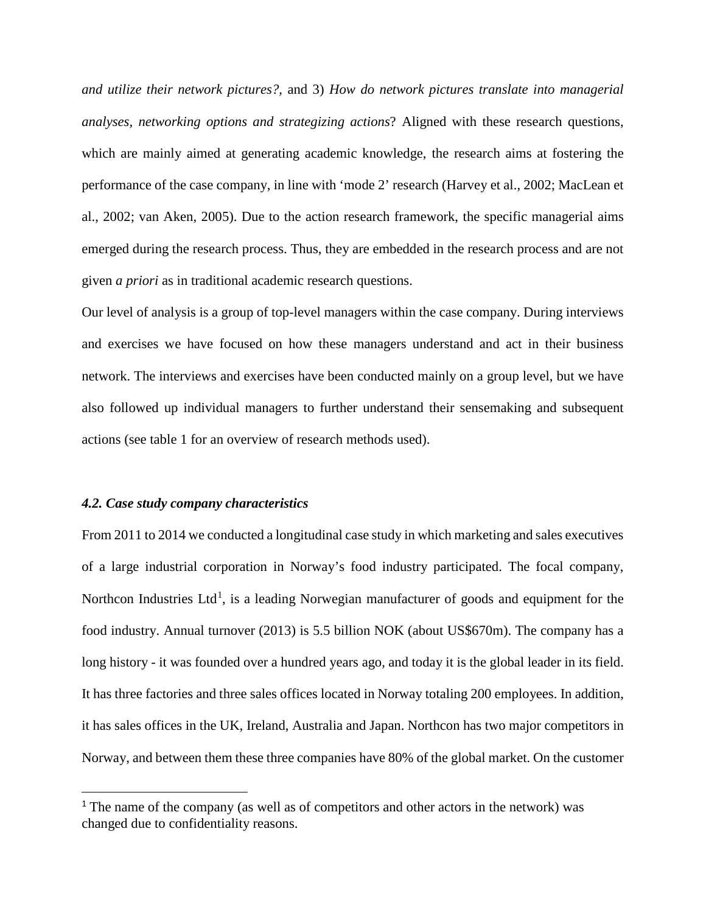*and utilize their network pictures?,* and 3) *How do network pictures translate into managerial analyses, networking options and strategizing actions*? Aligned with these research questions, which are mainly aimed at generating academic knowledge, the research aims at fostering the performance of the case company, in line with 'mode 2' research (Harvey et al., 2002; MacLean et al., 2002; van Aken, 2005). Due to the action research framework, the specific managerial aims emerged during the research process. Thus, they are embedded in the research process and are not given *a priori* as in traditional academic research questions.

Our level of analysis is a group of top-level managers within the case company. During interviews and exercises we have focused on how these managers understand and act in their business network. The interviews and exercises have been conducted mainly on a group level, but we have also followed up individual managers to further understand their sensemaking and subsequent actions (see table 1 for an overview of research methods used).

### *4.2. Case study company characteristics*

From 2011 to 2014 we conducted a longitudinal case study in which marketing and sales executives of a large industrial corporation in Norway's food industry participated. The focal company, Northcon Industries Ltd[1], is a leading Norwegian manufacturer of goods and equipment for the food industry. Annual turnover (2013) is 5.5 billion NOK (about US$670m). The company has a long history - it was founded over a hundred years ago, and today it is the global leader in its field. It has three factories and three sales offices located in Norway totaling 200 employees. In addition, it has sales offices in the UK, Ireland, Australia and Japan. Northcon has two major competitors in Norway, and between them these three companies have 80% of the global market. On the customer

[1] The name of the company (as well as of competitors and other actors in the network) was changed due to confidentiality reasons.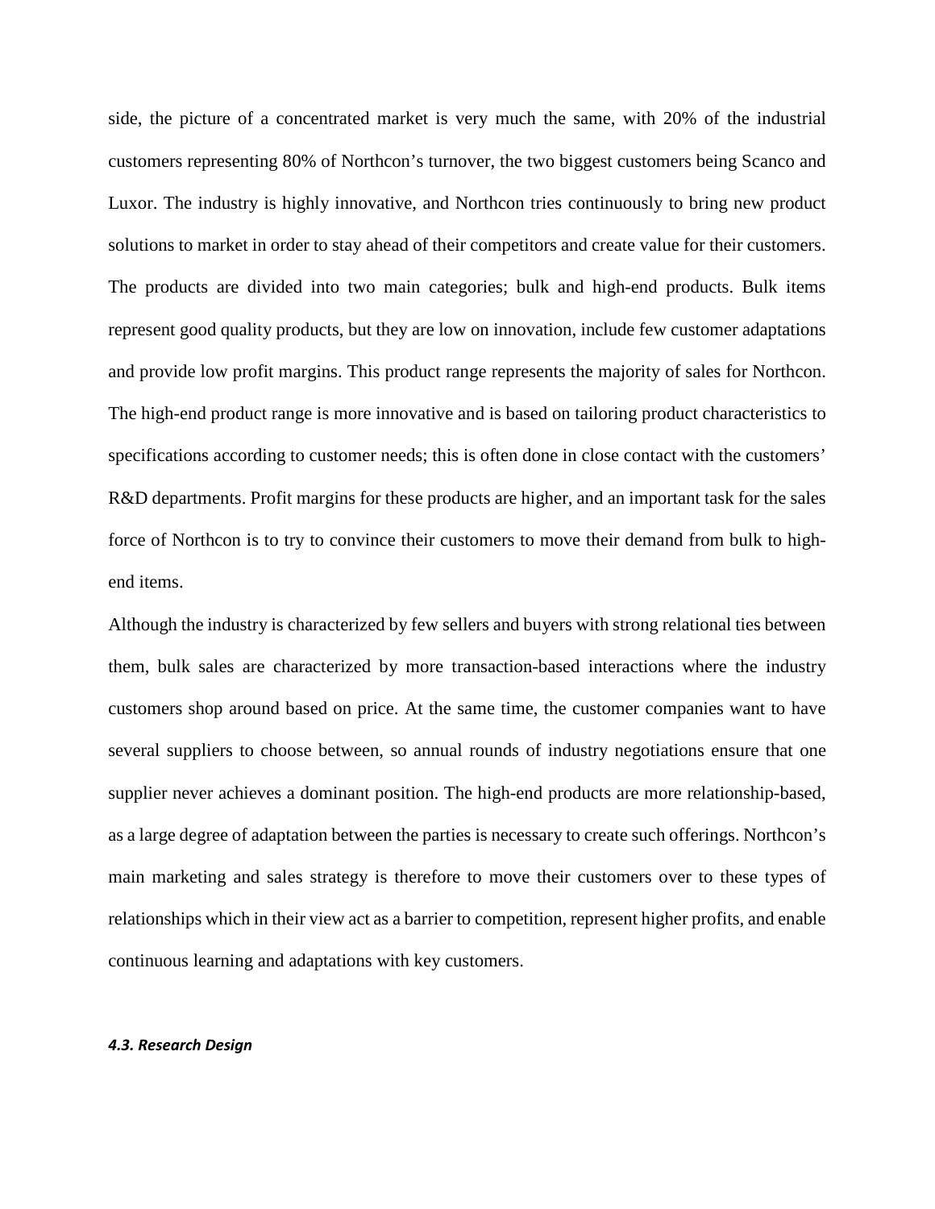side, the picture of a concentrated market is very much the same, with 20% of the industrial customers representing 80% of Northcon's turnover, the two biggest customers being Scanco and Luxor. The industry is highly innovative, and Northcon tries continuously to bring new product solutions to market in order to stay ahead of their competitors and create value for their customers. The products are divided into two main categories; bulk and high-end products. Bulk items represent good quality products, but they are low on innovation, include few customer adaptations and provide low profit margins. This product range represents the majority of sales for Northcon. The high-end product range is more innovative and is based on tailoring product characteristics to specifications according to customer needs; this is often done in close contact with the customers' R&D departments. Profit margins for these products are higher, and an important task for the sales force of Northcon is to try to convince their customers to move their demand from bulk to high-end items.

Although the industry is characterized by few sellers and buyers with strong relational ties between them, bulk sales are characterized by more transaction-based interactions where the industry customers shop around based on price. At the same time, the customer companies want to have several suppliers to choose between, so annual rounds of industry negotiations ensure that one supplier never achieves a dominant position. The high-end products are more relationship-based, as a large degree of adaptation between the parties is necessary to create such offerings. Northcon's main marketing and sales strategy is therefore to move their customers over to these types of relationships which in their view act as a barrier to competition, represent higher profits, and enable continuous learning and adaptations with key customers.

#### *4.3. Research Design*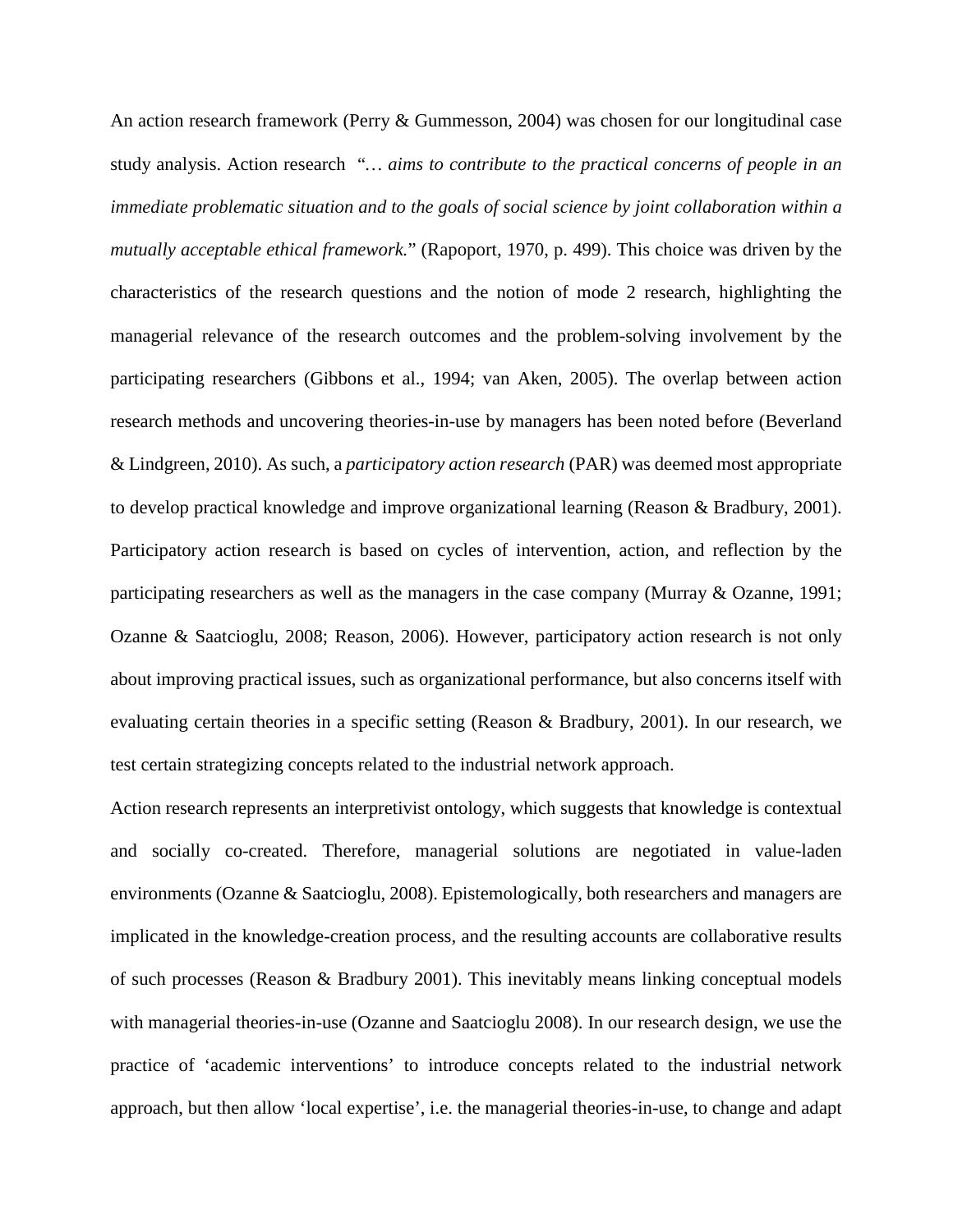An action research framework (Perry & Gummesson, 2004) was chosen for our longitudinal case study analysis. Action research *"… aims to contribute to the practical concerns of people in an immediate problematic situation and to the goals of social science by joint collaboration within a mutually acceptable ethical framework.*" (Rapoport, 1970, p. 499). This choice was driven by the characteristics of the research questions and the notion of mode 2 research, highlighting the managerial relevance of the research outcomes and the problem-solving involvement by the participating researchers (Gibbons et al., 1994; van Aken, 2005). The overlap between action research methods and uncovering theories-in-use by managers has been noted before (Beverland & Lindgreen, 2010). As such, a *participatory action research* (PAR) was deemed most appropriate to develop practical knowledge and improve organizational learning (Reason & Bradbury, 2001). Participatory action research is based on cycles of intervention, action, and reflection by the participating researchers as well as the managers in the case company (Murray & Ozanne, 1991; Ozanne & Saatcioglu, 2008; Reason, 2006). However, participatory action research is not only about improving practical issues, such as organizational performance, but also concerns itself with evaluating certain theories in a specific setting (Reason & Bradbury, 2001). In our research, we test certain strategizing concepts related to the industrial network approach.

Action research represents an interpretivist ontology, which suggests that knowledge is contextual and socially co-created. Therefore, managerial solutions are negotiated in value-laden environments (Ozanne & Saatcioglu, 2008). Epistemologically, both researchers and managers are implicated in the knowledge-creation process, and the resulting accounts are collaborative results of such processes (Reason & Bradbury 2001). This inevitably means linking conceptual models with managerial theories-in-use (Ozanne and Saatcioglu 2008). In our research design, we use the practice of 'academic interventions' to introduce concepts related to the industrial network approach, but then allow 'local expertise', i.e. the managerial theories-in-use, to change and adapt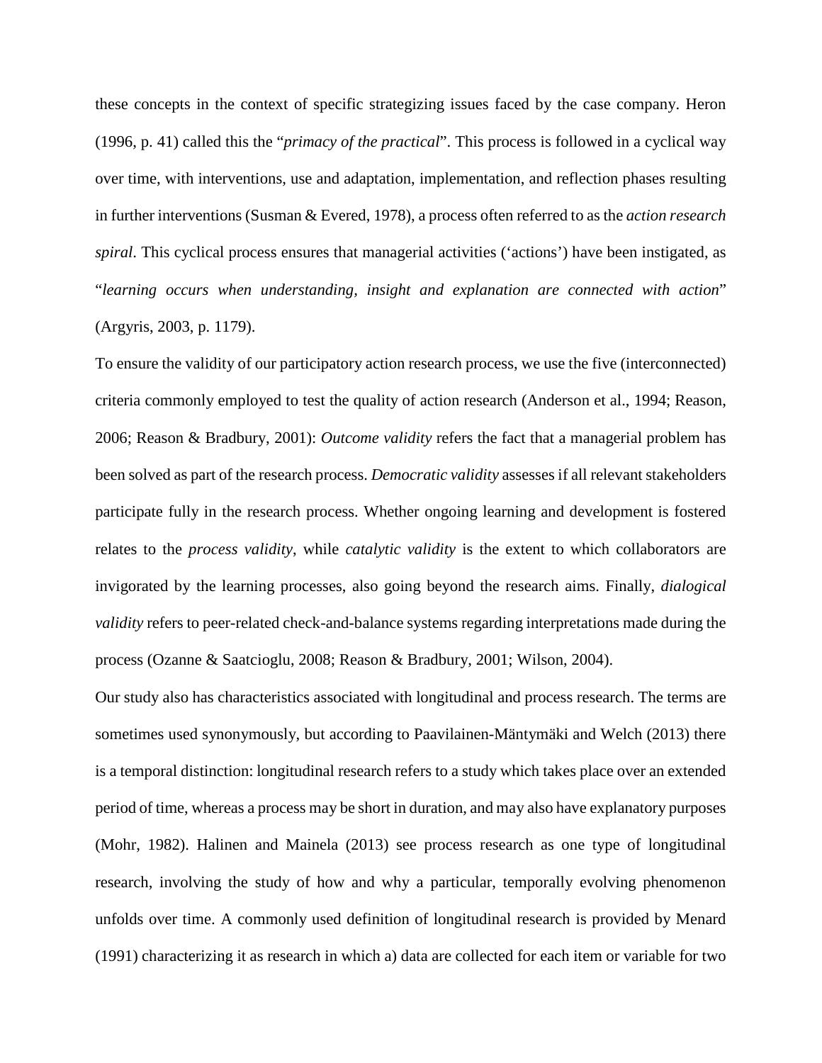these concepts in the context of specific strategizing issues faced by the case company. Heron (1996, p. 41) called this the "*primacy of the practical*". This process is followed in a cyclical way over time, with interventions, use and adaptation, implementation, and reflection phases resulting in further interventions (Susman & Evered, 1978), a process often referred to as the *action research spiral*. This cyclical process ensures that managerial activities ('actions') have been instigated, as "*learning occurs when understanding, insight and explanation are connected with action*" (Argyris, 2003, p. 1179).

To ensure the validity of our participatory action research process, we use the five (interconnected) criteria commonly employed to test the quality of action research (Anderson et al., 1994; Reason, 2006; Reason & Bradbury, 2001): *Outcome validity* refers the fact that a managerial problem has been solved as part of the research process. *Democratic validity* assesses if all relevant stakeholders participate fully in the research process. Whether ongoing learning and development is fostered relates to the *process validity*, while *catalytic validity* is the extent to which collaborators are invigorated by the learning processes, also going beyond the research aims. Finally, *dialogical validity* refers to peer-related check-and-balance systems regarding interpretations made during the process (Ozanne & Saatcioglu, 2008; Reason & Bradbury, 2001; Wilson, 2004).

Our study also has characteristics associated with longitudinal and process research. The terms are sometimes used synonymously, but according to Paavilainen-Mäntymäki and Welch (2013) there is a temporal distinction: longitudinal research refers to a study which takes place over an extended period of time, whereas a process may be short in duration, and may also have explanatory purposes (Mohr, 1982). Halinen and Mainela (2013) see process research as one type of longitudinal research, involving the study of how and why a particular, temporally evolving phenomenon unfolds over time. A commonly used definition of longitudinal research is provided by Menard (1991) characterizing it as research in which a) data are collected for each item or variable for two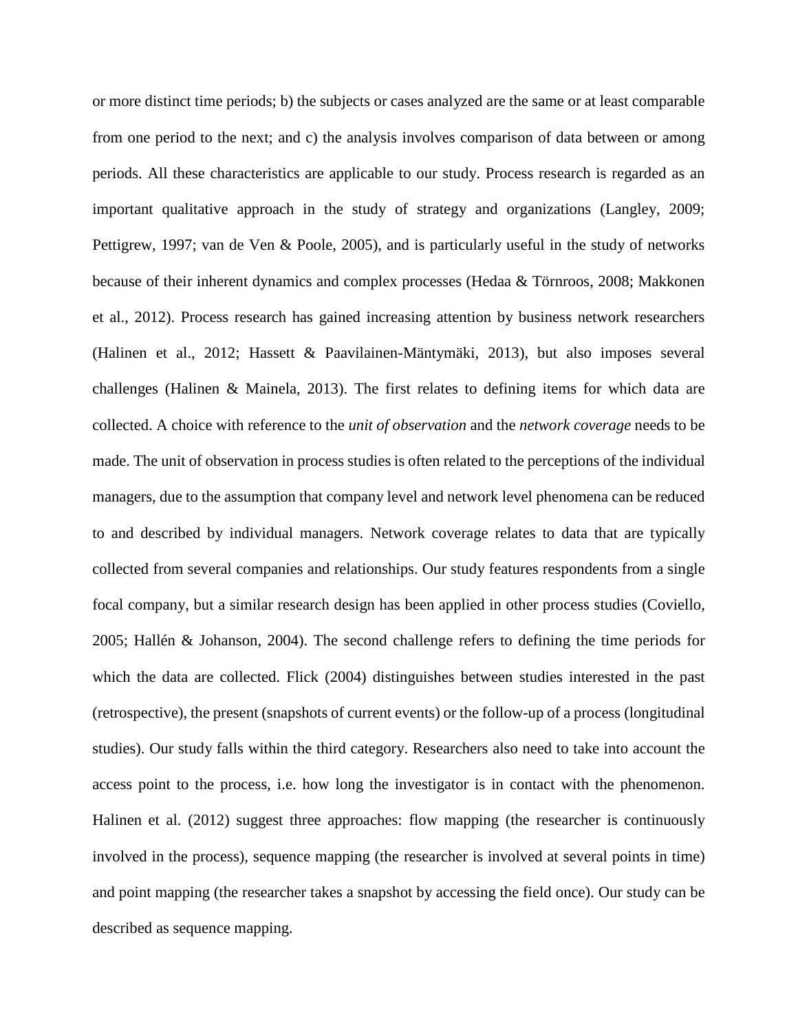or more distinct time periods; b) the subjects or cases analyzed are the same or at least comparable from one period to the next; and c) the analysis involves comparison of data between or among periods. All these characteristics are applicable to our study. Process research is regarded as an important qualitative approach in the study of strategy and organizations (Langley, 2009; Pettigrew, 1997; van de Ven & Poole, 2005), and is particularly useful in the study of networks because of their inherent dynamics and complex processes (Hedaa & Törnroos, 2008; Makkonen et al., 2012). Process research has gained increasing attention by business network researchers (Halinen et al., 2012; Hassett & Paavilainen-Mäntymäki, 2013), but also imposes several challenges (Halinen & Mainela, 2013). The first relates to defining items for which data are collected. A choice with reference to the *unit of observation* and the *network coverage* needs to be made. The unit of observation in process studies is often related to the perceptions of the individual managers, due to the assumption that company level and network level phenomena can be reduced to and described by individual managers. Network coverage relates to data that are typically collected from several companies and relationships. Our study features respondents from a single focal company, but a similar research design has been applied in other process studies (Coviello, 2005; Hallén & Johanson, 2004). The second challenge refers to defining the time periods for which the data are collected. Flick (2004) distinguishes between studies interested in the past (retrospective), the present (snapshots of current events) or the follow-up of a process (longitudinal studies). Our study falls within the third category. Researchers also need to take into account the access point to the process, i.e. how long the investigator is in contact with the phenomenon. Halinen et al. (2012) suggest three approaches: flow mapping (the researcher is continuously involved in the process), sequence mapping (the researcher is involved at several points in time) and point mapping (the researcher takes a snapshot by accessing the field once). Our study can be described as sequence mapping.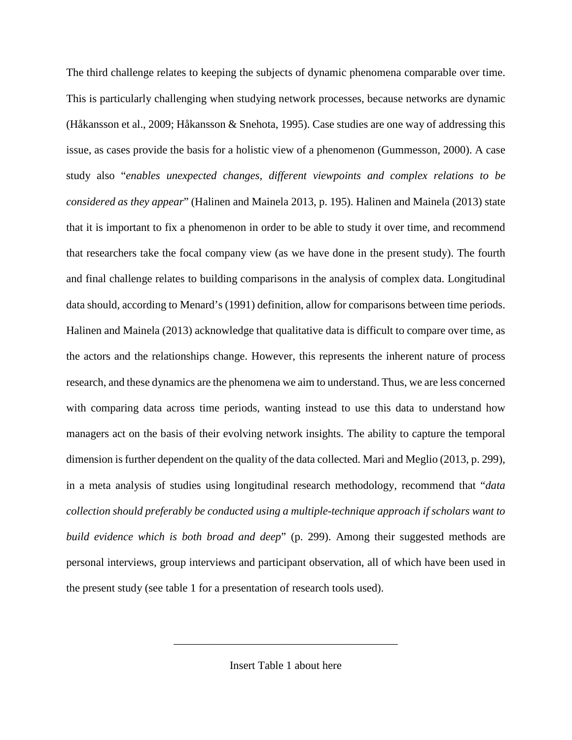The third challenge relates to keeping the subjects of dynamic phenomena comparable over time. This is particularly challenging when studying network processes, because networks are dynamic (Håkansson et al., 2009; Håkansson & Snehota, 1995). Case studies are one way of addressing this issue, as cases provide the basis for a holistic view of a phenomenon (Gummesson, 2000). A case study also "*enables unexpected changes, different viewpoints and complex relations to be considered as they appear*" (Halinen and Mainela 2013, p. 195). Halinen and Mainela (2013) state that it is important to fix a phenomenon in order to be able to study it over time, and recommend that researchers take the focal company view (as we have done in the present study). The fourth and final challenge relates to building comparisons in the analysis of complex data. Longitudinal data should, according to Menard's (1991) definition, allow for comparisons between time periods. Halinen and Mainela (2013) acknowledge that qualitative data is difficult to compare over time, as the actors and the relationships change. However, this represents the inherent nature of process research, and these dynamics are the phenomena we aim to understand. Thus, we are less concerned with comparing data across time periods, wanting instead to use this data to understand how managers act on the basis of their evolving network insights. The ability to capture the temporal dimension is further dependent on the quality of the data collected. Mari and Meglio (2013, p. 299), in a meta analysis of studies using longitudinal research methodology, recommend that "*data collection should preferably be conducted using a multiple-technique approach if scholars want to build evidence which is both broad and deep*" (p. 299). Among their suggested methods are personal interviews, group interviews and participant observation, all of which have been used in the present study (see table 1 for a presentation of research tools used).

---

Insert Table 1 about here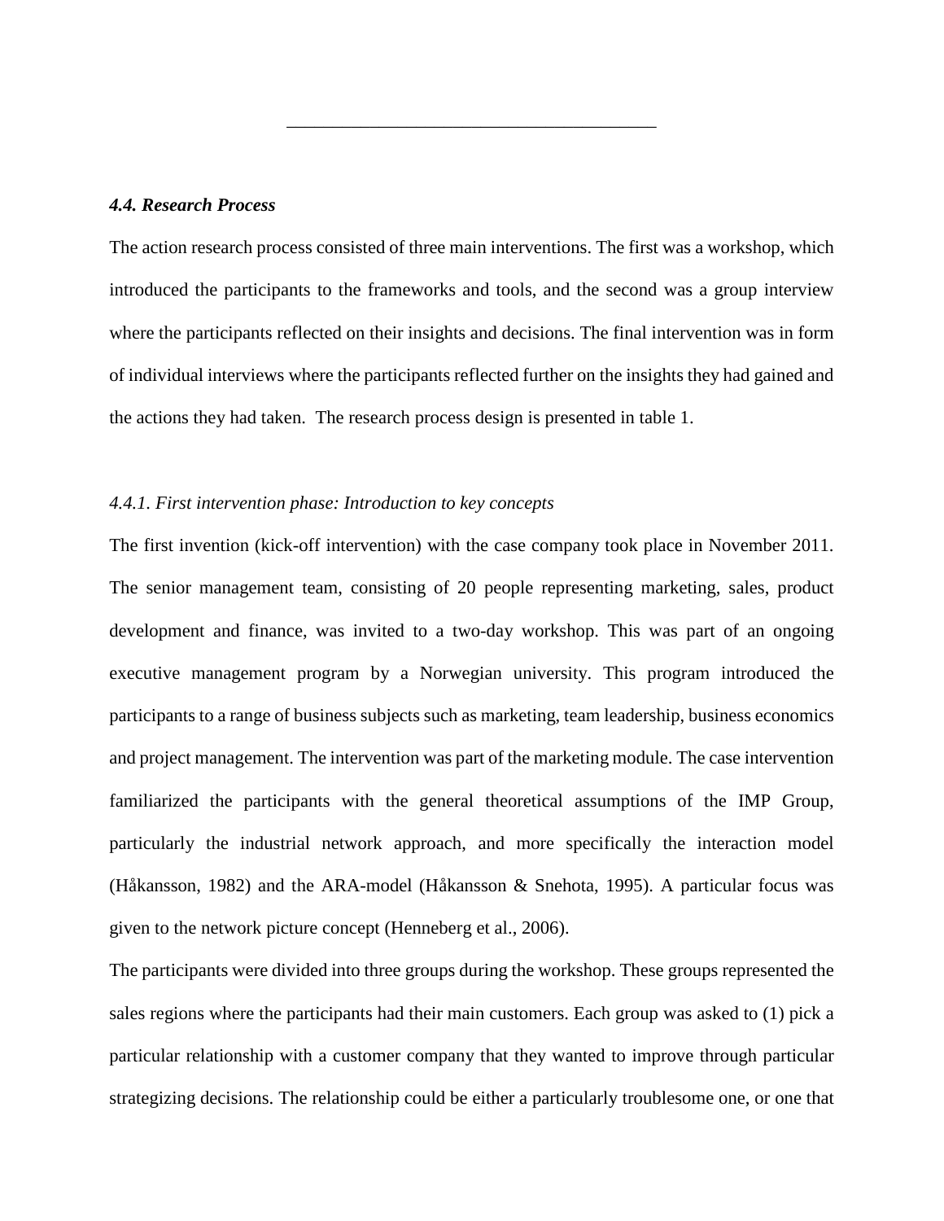#### *4.4. Research Process*

The action research process consisted of three main interventions. The first was a workshop, which introduced the participants to the frameworks and tools, and the second was a group interview where the participants reflected on their insights and decisions. The final intervention was in form of individual interviews where the participants reflected further on the insights they had gained and the actions they had taken.  The research process design is presented in table 1.

##### *4.4.1. First intervention phase: Introduction to key concepts*

The first invention (kick-off intervention) with the case company took place in November 2011. The senior management team, consisting of 20 people representing marketing, sales, product development and finance, was invited to a two-day workshop. This was part of an ongoing executive management program by a Norwegian university. This program introduced the participants to a range of business subjects such as marketing, team leadership, business economics and project management. The intervention was part of the marketing module. The case intervention familiarized the participants with the general theoretical assumptions of the IMP Group, particularly the industrial network approach, and more specifically the interaction model (Håkansson, 1982) and the ARA-model (Håkansson & Snehota, 1995). A particular focus was given to the network picture concept (Henneberg et al., 2006).

The participants were divided into three groups during the workshop. These groups represented the sales regions where the participants had their main customers. Each group was asked to (1) pick a particular relationship with a customer company that they wanted to improve through particular strategizing decisions. The relationship could be either a particularly troublesome one, or one that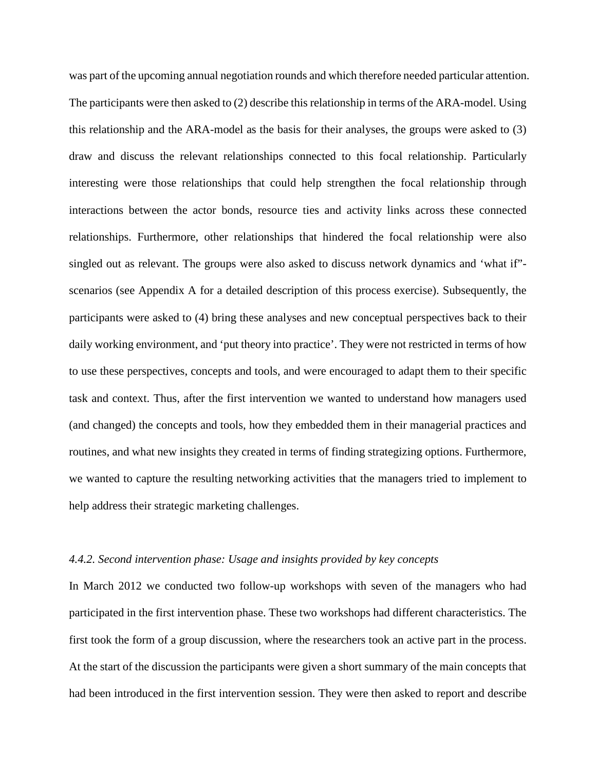was part of the upcoming annual negotiation rounds and which therefore needed particular attention. The participants were then asked to (2) describe this relationship in terms of the ARA-model. Using this relationship and the ARA-model as the basis for their analyses, the groups were asked to (3) draw and discuss the relevant relationships connected to this focal relationship. Particularly interesting were those relationships that could help strengthen the focal relationship through interactions between the actor bonds, resource ties and activity links across these connected relationships. Furthermore, other relationships that hindered the focal relationship were also singled out as relevant. The groups were also asked to discuss network dynamics and 'what if"-scenarios (see Appendix A for a detailed description of this process exercise). Subsequently, the participants were asked to (4) bring these analyses and new conceptual perspectives back to their daily working environment, and 'put theory into practice'. They were not restricted in terms of how to use these perspectives, concepts and tools, and were encouraged to adapt them to their specific task and context. Thus, after the first intervention we wanted to understand how managers used (and changed) the concepts and tools, how they embedded them in their managerial practices and routines, and what new insights they created in terms of finding strategizing options. Furthermore, we wanted to capture the resulting networking activities that the managers tried to implement to help address their strategic marketing challenges.

*4.4.2. Second intervention phase: Usage and insights provided by key concepts*

In March 2012 we conducted two follow-up workshops with seven of the managers who had participated in the first intervention phase. These two workshops had different characteristics. The first took the form of a group discussion, where the researchers took an active part in the process. At the start of the discussion the participants were given a short summary of the main concepts that had been introduced in the first intervention session. They were then asked to report and describe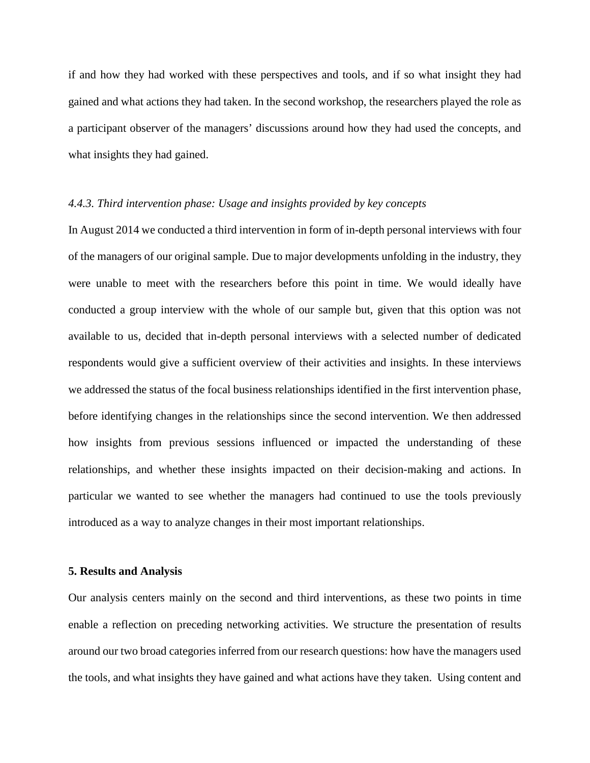if and how they had worked with these perspectives and tools, and if so what insight they had gained and what actions they had taken. In the second workshop, the researchers played the role as a participant observer of the managers' discussions around how they had used the concepts, and what insights they had gained.

#### *4.4.3. Third intervention phase: Usage and insights provided by key concepts*

In August 2014 we conducted a third intervention in form of in-depth personal interviews with four of the managers of our original sample. Due to major developments unfolding in the industry, they were unable to meet with the researchers before this point in time. We would ideally have conducted a group interview with the whole of our sample but, given that this option was not available to us, decided that in-depth personal interviews with a selected number of dedicated respondents would give a sufficient overview of their activities and insights. In these interviews we addressed the status of the focal business relationships identified in the first intervention phase, before identifying changes in the relationships since the second intervention. We then addressed how insights from previous sessions influenced or impacted the understanding of these relationships, and whether these insights impacted on their decision-making and actions. In particular we wanted to see whether the managers had continued to use the tools previously introduced as a way to analyze changes in their most important relationships.

## **5. Results and Analysis**

Our analysis centers mainly on the second and third interventions, as these two points in time enable a reflection on preceding networking activities. We structure the presentation of results around our two broad categories inferred from our research questions: how have the managers used the tools, and what insights they have gained and what actions have they taken. Using content and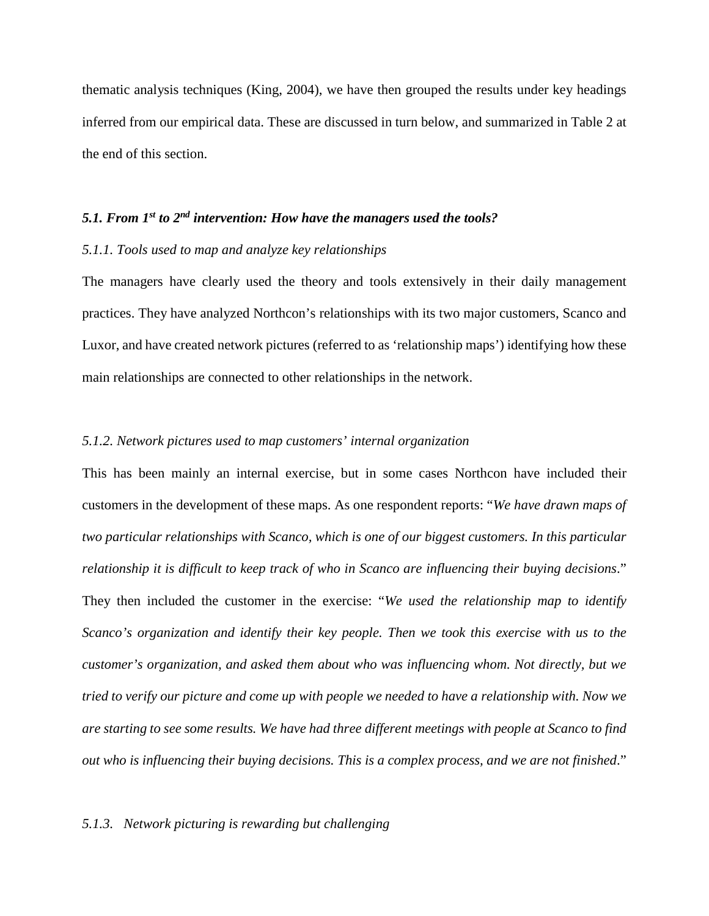thematic analysis techniques (King, 2004), we have then grouped the results under key headings inferred from our empirical data. These are discussed in turn below, and summarized in Table 2 at the end of this section.

### *5.1. From 1st to 2nd intervention: How have the managers used the tools?*

#### *5.1.1. Tools used to map and analyze key relationships*

The managers have clearly used the theory and tools extensively in their daily management practices. They have analyzed Northcon's relationships with its two major customers, Scanco and Luxor, and have created network pictures (referred to as 'relationship maps') identifying how these main relationships are connected to other relationships in the network.

#### *5.1.2. Network pictures used to map customers' internal organization*

This has been mainly an internal exercise, but in some cases Northcon have included their customers in the development of these maps. As one respondent reports: "*We have drawn maps of two particular relationships with Scanco, which is one of our biggest customers. In this particular relationship it is difficult to keep track of who in Scanco are influencing their buying decisions*." They then included the customer in the exercise: "*We used the relationship map to identify Scanco's organization and identify their key people. Then we took this exercise with us to the customer's organization, and asked them about who was influencing whom. Not directly, but we tried to verify our picture and come up with people we needed to have a relationship with. Now we are starting to see some results. We have had three different meetings with people at Scanco to find out who is influencing their buying decisions. This is a complex process, and we are not finished*."

#### *5.1.3. Network picturing is rewarding but challenging*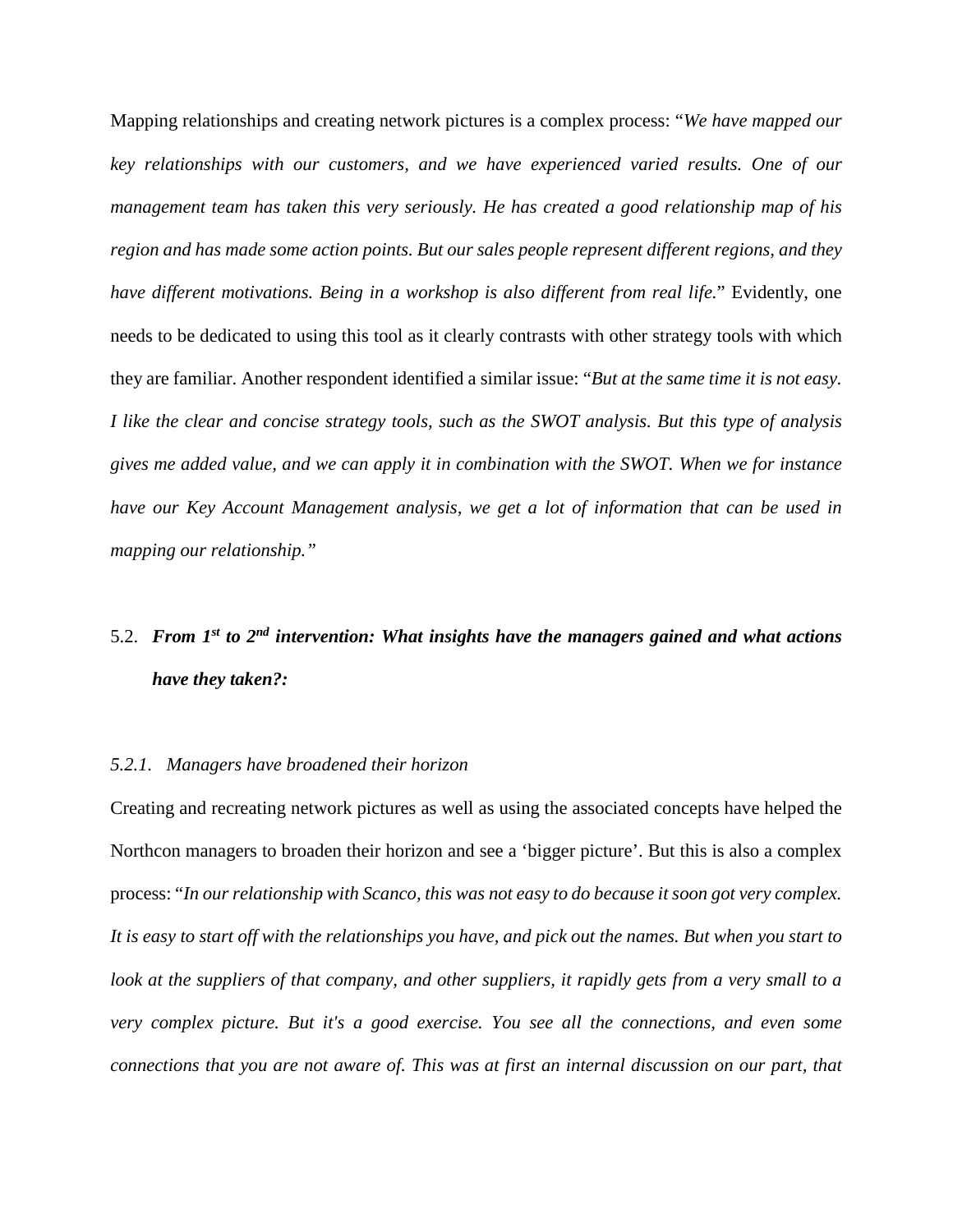Mapping relationships and creating network pictures is a complex process: "*We have mapped our key relationships with our customers, and we have experienced varied results. One of our management team has taken this very seriously. He has created a good relationship map of his region and has made some action points. But our sales people represent different regions, and they have different motivations. Being in a workshop is also different from real life.*" Evidently, one needs to be dedicated to using this tool as it clearly contrasts with other strategy tools with which they are familiar. Another respondent identified a similar issue: "*But at the same time it is not easy. I like the clear and concise strategy tools, such as the SWOT analysis. But this type of analysis gives me added value, and we can apply it in combination with the SWOT. When we for instance have our Key Account Management analysis, we get a lot of information that can be used in mapping our relationship.*"

## 5.2. ***From 1st to 2nd intervention: What insights have the managers gained and what actions have they taken?:***

### *5.2.1. Managers have broadened their horizon*

Creating and recreating network pictures as well as using the associated concepts have helped the Northcon managers to broaden their horizon and see a 'bigger picture'. But this is also a complex process: "*In our relationship with Scanco, this was not easy to do because it soon got very complex. It is easy to start off with the relationships you have, and pick out the names. But when you start to look at the suppliers of that company, and other suppliers, it rapidly gets from a very small to a very complex picture. But it's a good exercise. You see all the connections, and even some connections that you are not aware of. This was at first an internal discussion on our part, that*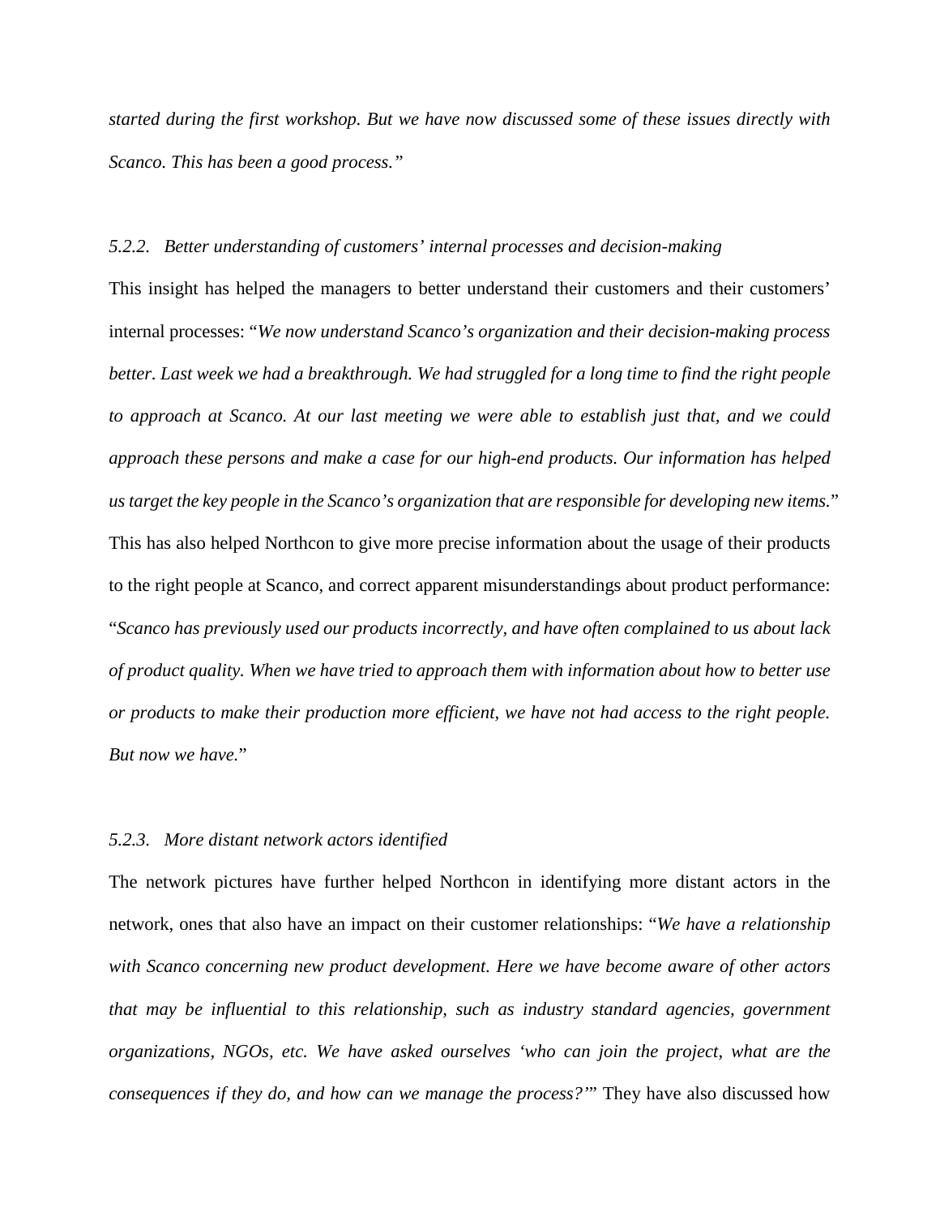*started during the first workshop. But we have now discussed some of these issues directly with Scanco. This has been a good process."*

### *5.2.2. Better understanding of customers' internal processes and decision-making*

This insight has helped the managers to better understand their customers and their customers' internal processes: "*We now understand Scanco's organization and their decision-making process better. Last week we had a breakthrough. We had struggled for a long time to find the right people to approach at Scanco. At our last meeting we were able to establish just that, and we could approach these persons and make a case for our high-end products. Our information has helped us target the key people in the Scanco's organization that are responsible for developing new items.*" This has also helped Northcon to give more precise information about the usage of their products to the right people at Scanco, and correct apparent misunderstandings about product performance: "*Scanco has previously used our products incorrectly, and have often complained to us about lack of product quality. When we have tried to approach them with information about how to better use or products to make their production more efficient, we have not had access to the right people. But now we have.*"

### *5.2.3. More distant network actors identified*

The network pictures have further helped Northcon in identifying more distant actors in the network, ones that also have an impact on their customer relationships: "*We have a relationship with Scanco concerning new product development. Here we have become aware of other actors that may be influential to this relationship, such as industry standard agencies, government organizations, NGOs, etc. We have asked ourselves 'who can join the project, what are the consequences if they do, and how can we manage the process?'*" They have also discussed how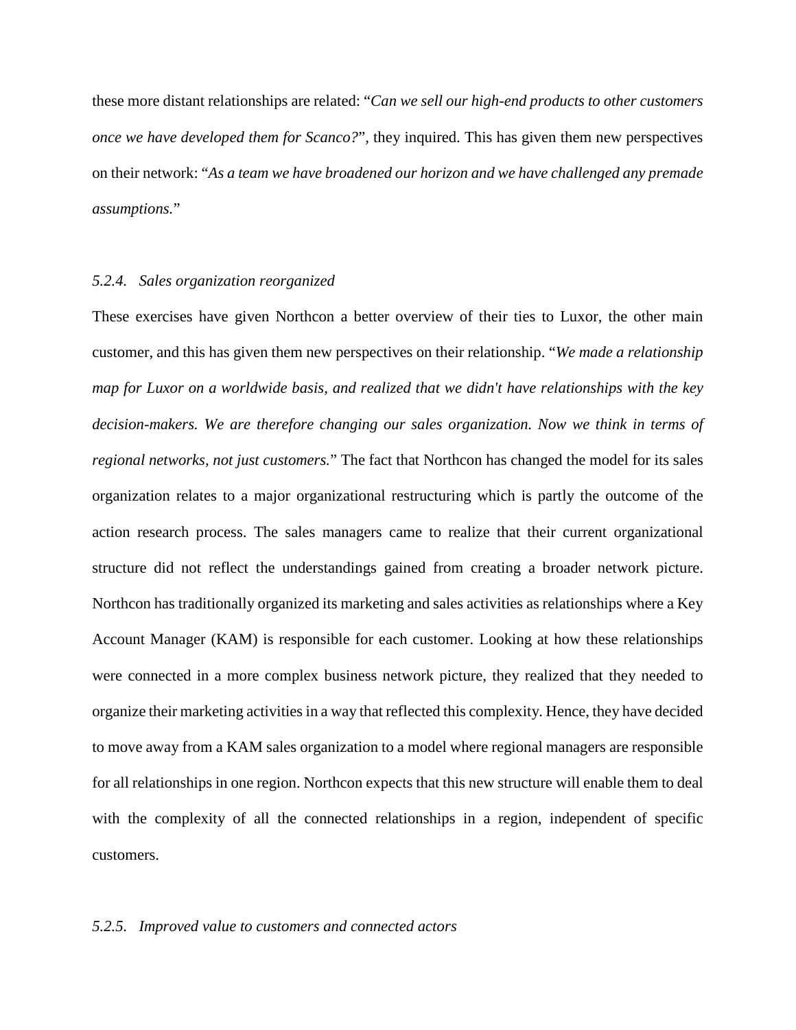these more distant relationships are related: "*Can we sell our high-end products to other customers once we have developed them for Scanco?*", they inquired. This has given them new perspectives on their network: "*As a team we have broadened our horizon and we have challenged any premade assumptions.*"

### *5.2.4. Sales organization reorganized*

These exercises have given Northcon a better overview of their ties to Luxor, the other main customer, and this has given them new perspectives on their relationship. "*We made a relationship map for Luxor on a worldwide basis, and realized that we didn't have relationships with the key decision-makers. We are therefore changing our sales organization. Now we think in terms of regional networks, not just customers.*" The fact that Northcon has changed the model for its sales organization relates to a major organizational restructuring which is partly the outcome of the action research process. The sales managers came to realize that their current organizational structure did not reflect the understandings gained from creating a broader network picture. Northcon has traditionally organized its marketing and sales activities as relationships where a Key Account Manager (KAM) is responsible for each customer. Looking at how these relationships were connected in a more complex business network picture, they realized that they needed to organize their marketing activities in a way that reflected this complexity. Hence, they have decided to move away from a KAM sales organization to a model where regional managers are responsible for all relationships in one region. Northcon expects that this new structure will enable them to deal with the complexity of all the connected relationships in a region, independent of specific customers.

### *5.2.5. Improved value to customers and connected actors*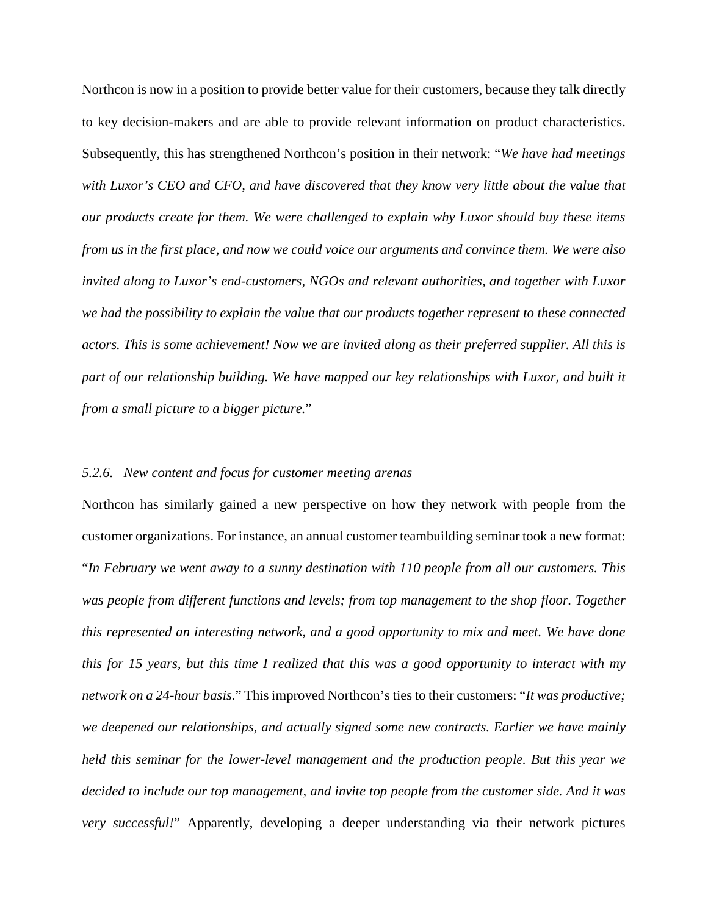Northcon is now in a position to provide better value for their customers, because they talk directly to key decision-makers and are able to provide relevant information on product characteristics. Subsequently, this has strengthened Northcon's position in their network: "*We have had meetings with Luxor's CEO and CFO, and have discovered that they know very little about the value that our products create for them. We were challenged to explain why Luxor should buy these items from us in the first place, and now we could voice our arguments and convince them. We were also invited along to Luxor's end-customers, NGOs and relevant authorities, and together with Luxor we had the possibility to explain the value that our products together represent to these connected actors. This is some achievement! Now we are invited along as their preferred supplier. All this is part of our relationship building. We have mapped our key relationships with Luxor, and built it from a small picture to a bigger picture.*"

### *5.2.6. New content and focus for customer meeting arenas*

Northcon has similarly gained a new perspective on how they network with people from the customer organizations. For instance, an annual customer teambuilding seminar took a new format: "*In February we went away to a sunny destination with 110 people from all our customers. This was people from different functions and levels; from top management to the shop floor. Together this represented an interesting network, and a good opportunity to mix and meet. We have done this for 15 years, but this time I realized that this was a good opportunity to interact with my network on a 24-hour basis.*" This improved Northcon's ties to their customers: "*It was productive; we deepened our relationships, and actually signed some new contracts. Earlier we have mainly held this seminar for the lower-level management and the production people. But this year we decided to include our top management, and invite top people from the customer side. And it was very successful!*" Apparently, developing a deeper understanding via their network pictures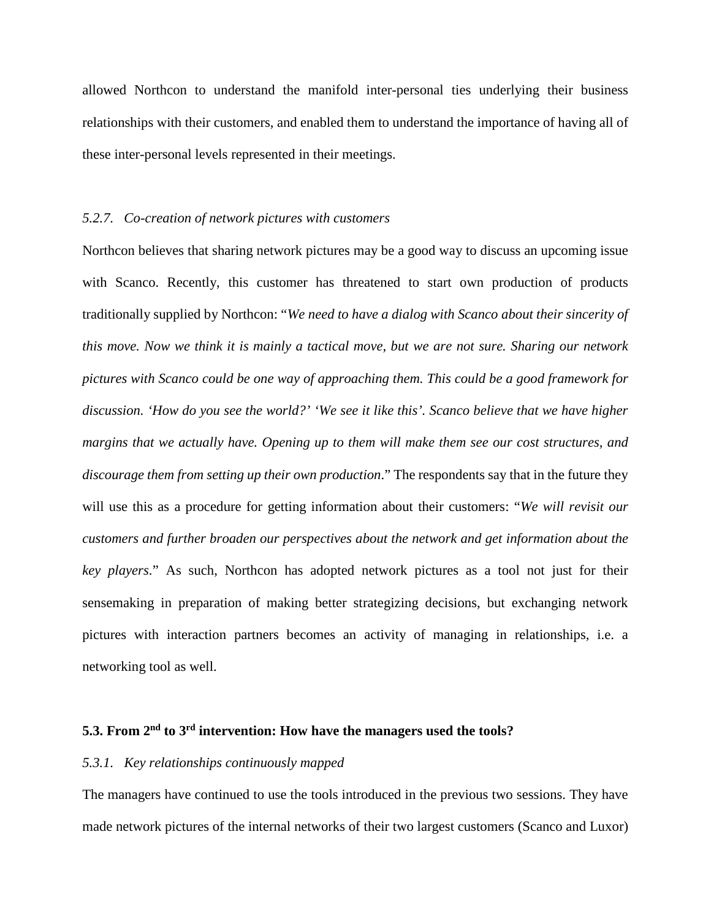allowed Northcon to understand the manifold inter-personal ties underlying their business relationships with their customers, and enabled them to understand the importance of having all of these inter-personal levels represented in their meetings.

### *5.2.7. Co-creation of network pictures with customers*

Northcon believes that sharing network pictures may be a good way to discuss an upcoming issue with Scanco. Recently, this customer has threatened to start own production of products traditionally supplied by Northcon: "*We need to have a dialog with Scanco about their sincerity of this move. Now we think it is mainly a tactical move, but we are not sure. Sharing our network pictures with Scanco could be one way of approaching them. This could be a good framework for discussion. 'How do you see the world?' 'We see it like this'. Scanco believe that we have higher margins that we actually have. Opening up to them will make them see our cost structures, and discourage them from setting up their own production*." The respondents say that in the future they will use this as a procedure for getting information about their customers: "*We will revisit our customers and further broaden our perspectives about the network and get information about the key players*." As such, Northcon has adopted network pictures as a tool not just for their sensemaking in preparation of making better strategizing decisions, but exchanging network pictures with interaction partners becomes an activity of managing in relationships, i.e. a networking tool as well.

## 5.3. From 2nd to 3rd intervention: How have the managers used the tools?

### *5.3.1. Key relationships continuously mapped*

The managers have continued to use the tools introduced in the previous two sessions. They have made network pictures of the internal networks of their two largest customers (Scanco and Luxor)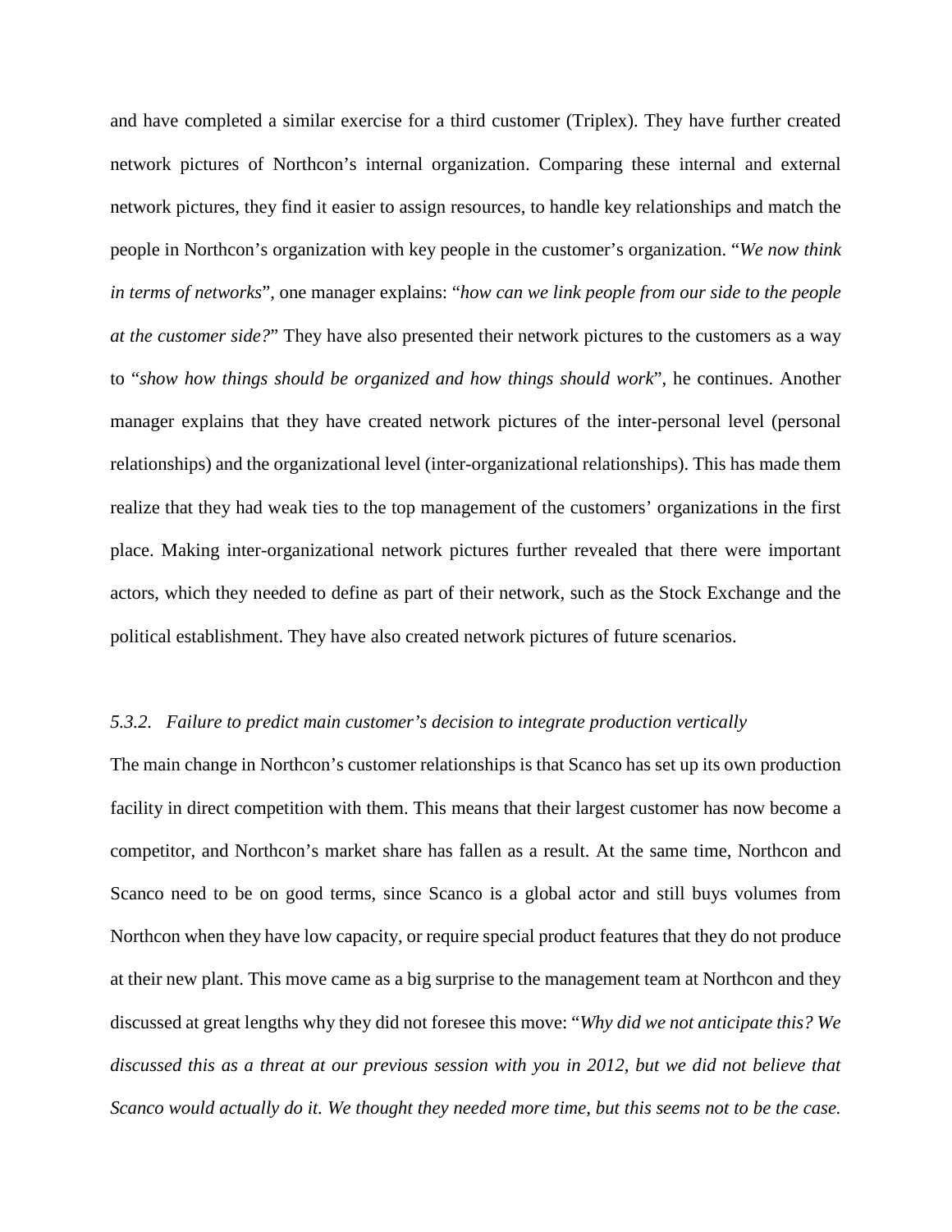and have completed a similar exercise for a third customer (Triplex). They have further created network pictures of Northcon's internal organization. Comparing these internal and external network pictures, they find it easier to assign resources, to handle key relationships and match the people in Northcon's organization with key people in the customer's organization. "*We now think in terms of networks*", one manager explains: "*how can we link people from our side to the people at the customer side?*" They have also presented their network pictures to the customers as a way to "*show how things should be organized and how things should work*", he continues. Another manager explains that they have created network pictures of the inter-personal level (personal relationships) and the organizational level (inter-organizational relationships). This has made them realize that they had weak ties to the top management of the customers' organizations in the first place. Making inter-organizational network pictures further revealed that there were important actors, which they needed to define as part of their network, such as the Stock Exchange and the political establishment. They have also created network pictures of future scenarios.

### *5.3.2. Failure to predict main customer's decision to integrate production vertically*

The main change in Northcon's customer relationships is that Scanco has set up its own production facility in direct competition with them. This means that their largest customer has now become a competitor, and Northcon's market share has fallen as a result. At the same time, Northcon and Scanco need to be on good terms, since Scanco is a global actor and still buys volumes from Northcon when they have low capacity, or require special product features that they do not produce at their new plant. This move came as a big surprise to the management team at Northcon and they discussed at great lengths why they did not foresee this move: "*Why did we not anticipate this? We discussed this as a threat at our previous session with you in 2012, but we did not believe that Scanco would actually do it. We thought they needed more time, but this seems not to be the case.*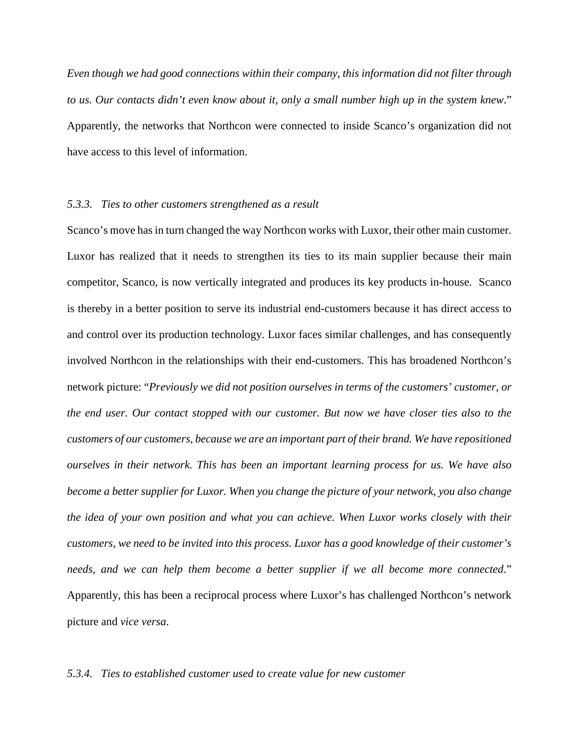*Even though we had good connections within their company, this information did not filter through to us. Our contacts didn't even know about it, only a small number high up in the system knew*." Apparently, the networks that Northcon were connected to inside Scanco's organization did not have access to this level of information.

### *5.3.3. Ties to other customers strengthened as a result*

Scanco's move has in turn changed the way Northcon works with Luxor, their other main customer. Luxor has realized that it needs to strengthen its ties to its main supplier because their main competitor, Scanco, is now vertically integrated and produces its key products in-house. Scanco is thereby in a better position to serve its industrial end-customers because it has direct access to and control over its production technology. Luxor faces similar challenges, and has consequently involved Northcon in the relationships with their end-customers. This has broadened Northcon's network picture: "*Previously we did not position ourselves in terms of the customers' customer, or the end user. Our contact stopped with our customer. But now we have closer ties also to the customers of our customers, because we are an important part of their brand. We have repositioned ourselves in their network. This has been an important learning process for us. We have also become a better supplier for Luxor. When you change the picture of your network, you also change the idea of your own position and what you can achieve. When Luxor works closely with their customers, we need to be invited into this process. Luxor has a good knowledge of their customer's needs, and we can help them become a better supplier if we all become more connected*." Apparently, this has been a reciprocal process where Luxor's has challenged Northcon's network picture and *vice versa*.

### *5.3.4. Ties to established customer used to create value for new customer*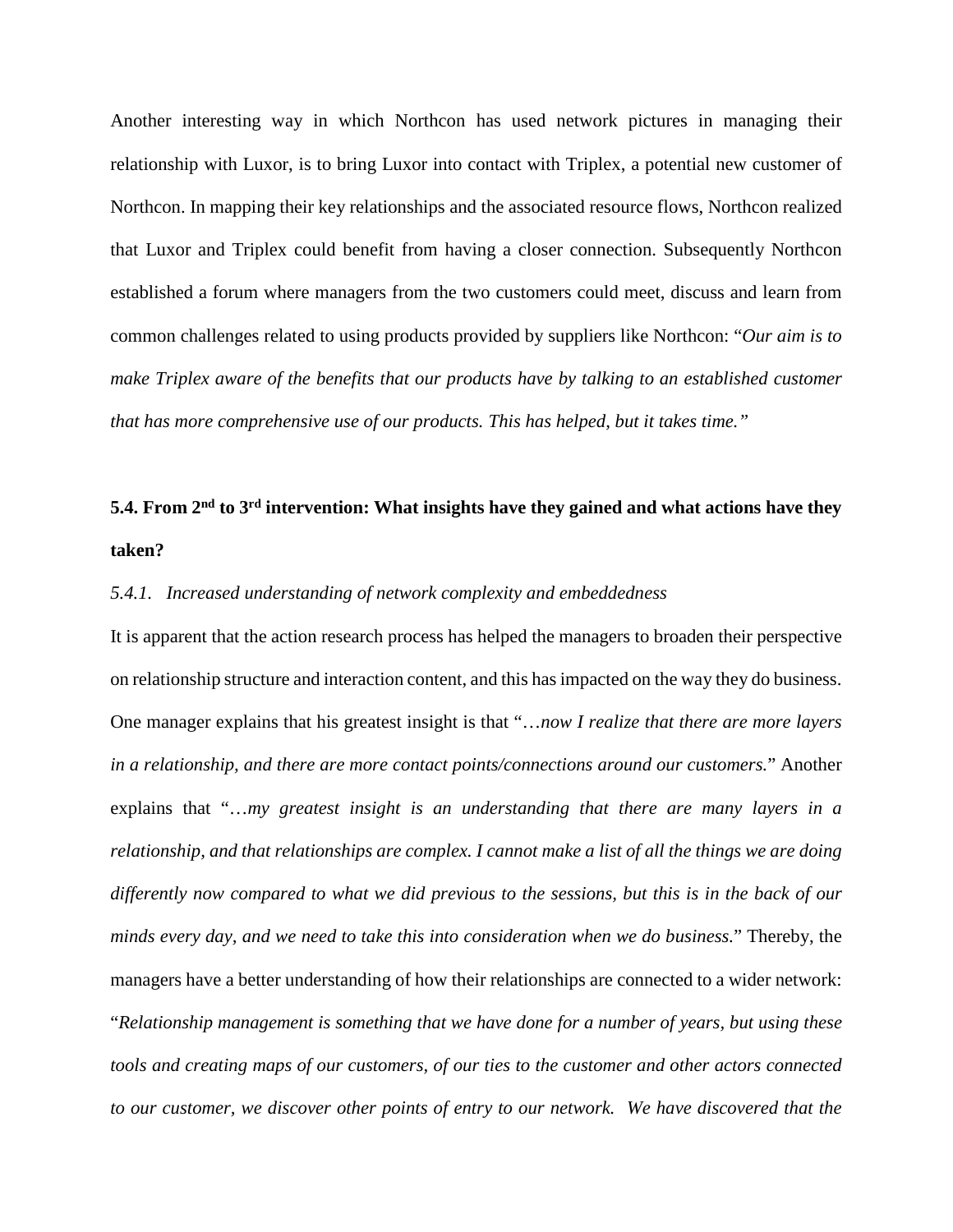Another interesting way in which Northcon has used network pictures in managing their relationship with Luxor, is to bring Luxor into contact with Triplex, a potential new customer of Northcon. In mapping their key relationships and the associated resource flows, Northcon realized that Luxor and Triplex could benefit from having a closer connection. Subsequently Northcon established a forum where managers from the two customers could meet, discuss and learn from common challenges related to using products provided by suppliers like Northcon: "*Our aim is to make Triplex aware of the benefits that our products have by talking to an established customer that has more comprehensive use of our products. This has helped, but it takes time."*

### 5.4. From 2nd to 3rd intervention: What insights have they gained and what actions have they taken?

#### *5.4.1. Increased understanding of network complexity and embeddedness*

It is apparent that the action research process has helped the managers to broaden their perspective on relationship structure and interaction content, and this has impacted on the way they do business. One manager explains that his greatest insight is that "*…now I realize that there are more layers in a relationship, and there are more contact points/connections around our customers.*" Another explains that "*…my greatest insight is an understanding that there are many layers in a relationship, and that relationships are complex. I cannot make a list of all the things we are doing differently now compared to what we did previous to the sessions, but this is in the back of our minds every day, and we need to take this into consideration when we do business.*" Thereby, the managers have a better understanding of how their relationships are connected to a wider network: "*Relationship management is something that we have done for a number of years, but using these tools and creating maps of our customers, of our ties to the customer and other actors connected to our customer, we discover other points of entry to our network. We have discovered that the*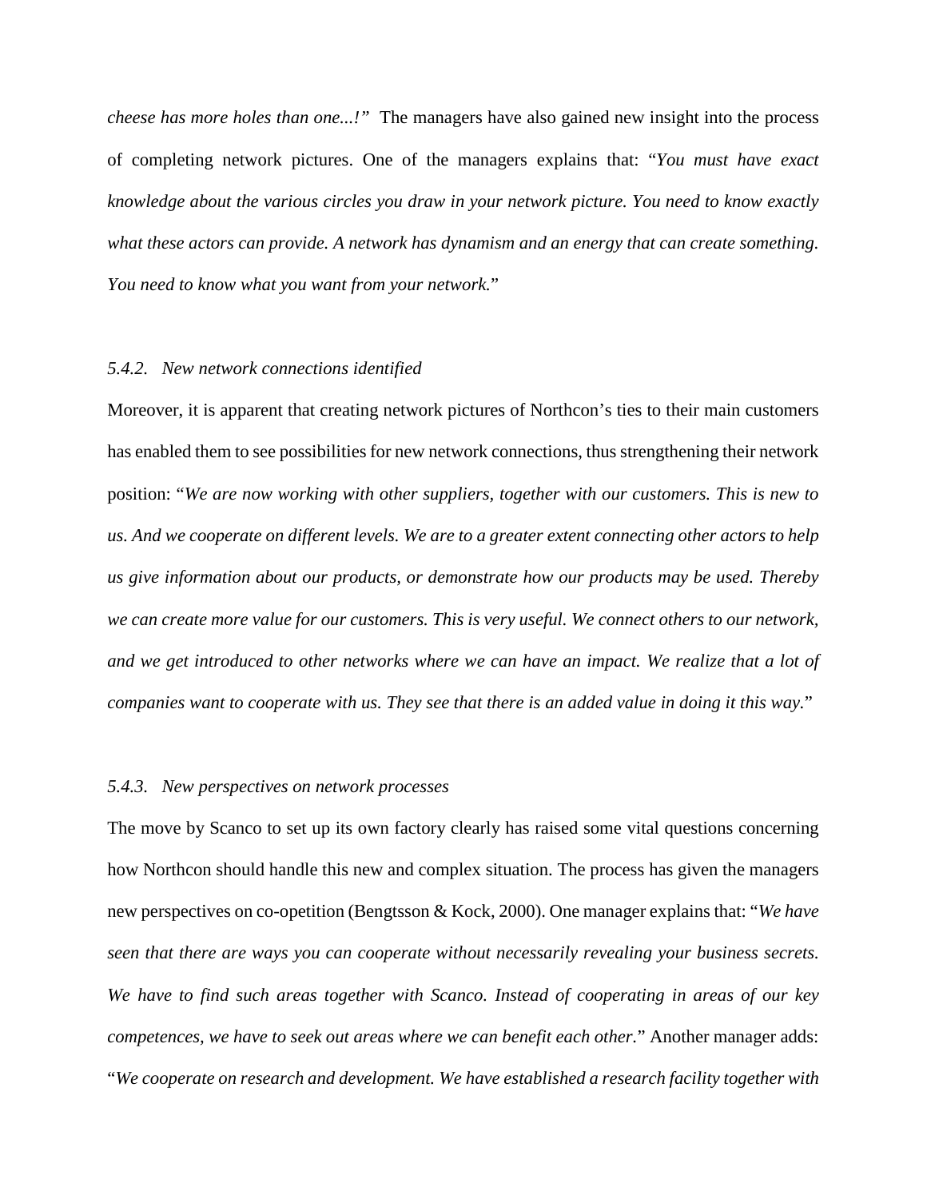*cheese has more holes than one...!"* The managers have also gained new insight into the process of completing network pictures. One of the managers explains that: "*You must have exact knowledge about the various circles you draw in your network picture. You need to know exactly what these actors can provide. A network has dynamism and an energy that can create something. You need to know what you want from your network.*"

### *5.4.2. New network connections identified*

Moreover, it is apparent that creating network pictures of Northcon's ties to their main customers has enabled them to see possibilities for new network connections, thus strengthening their network position: "*We are now working with other suppliers, together with our customers. This is new to us. And we cooperate on different levels. We are to a greater extent connecting other actors to help us give information about our products, or demonstrate how our products may be used. Thereby we can create more value for our customers. This is very useful. We connect others to our network, and we get introduced to other networks where we can have an impact. We realize that a lot of companies want to cooperate with us. They see that there is an added value in doing it this way.*"

### *5.4.3. New perspectives on network processes*

The move by Scanco to set up its own factory clearly has raised some vital questions concerning how Northcon should handle this new and complex situation. The process has given the managers new perspectives on co-opetition (Bengtsson & Kock, 2000). One manager explains that: "*We have seen that there are ways you can cooperate without necessarily revealing your business secrets. We have to find such areas together with Scanco. Instead of cooperating in areas of our key competences, we have to seek out areas where we can benefit each other.*" Another manager adds: "*We cooperate on research and development. We have established a research facility together with*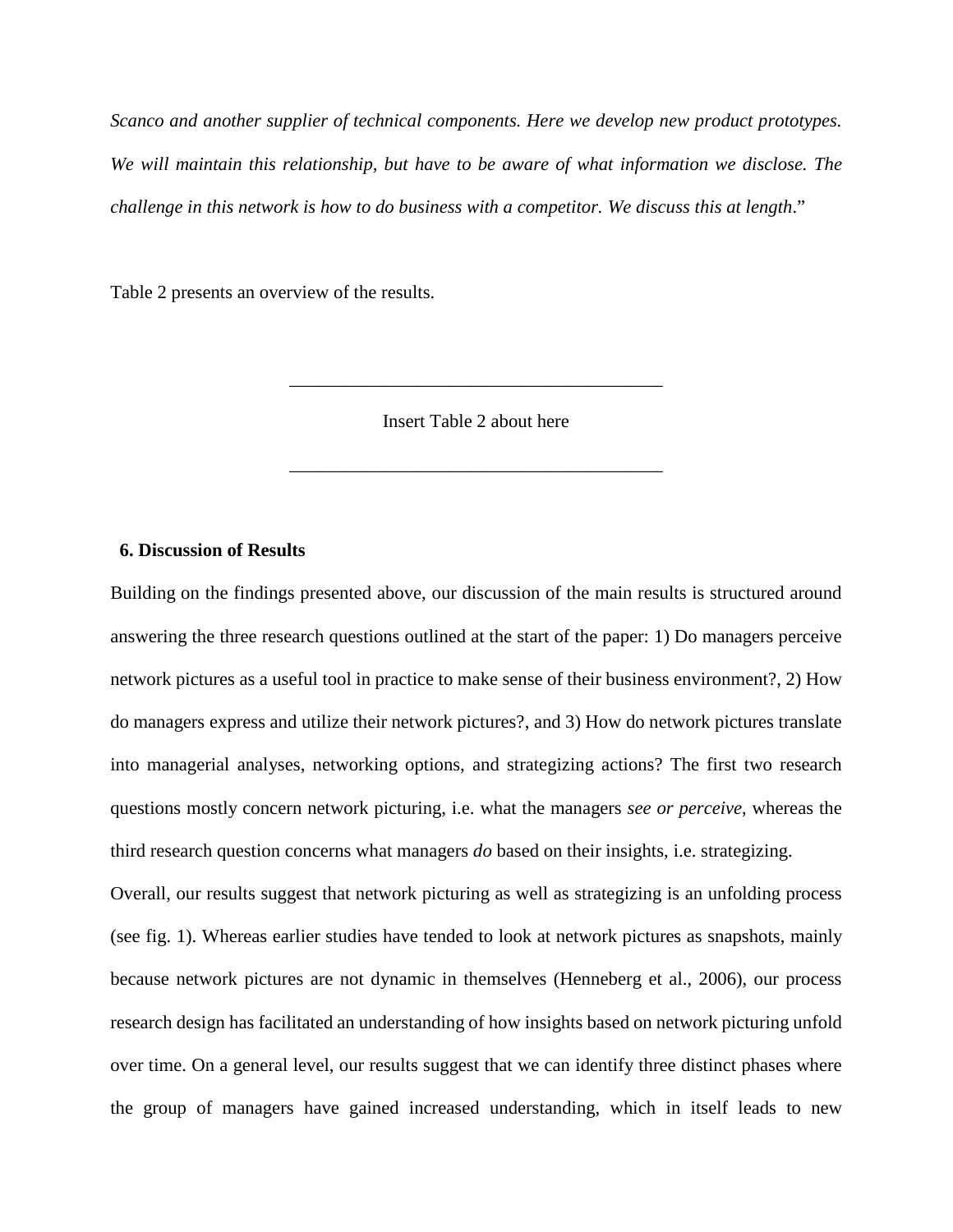*Scanco and another supplier of technical components. Here we develop new product prototypes. We will maintain this relationship, but have to be aware of what information we disclose. The challenge in this network is how to do business with a competitor. We discuss this at length*."

Table 2 presents an overview of the results.

---

Insert Table 2 about here

---

## 6. Discussion of Results

Building on the findings presented above, our discussion of the main results is structured around answering the three research questions outlined at the start of the paper: 1) Do managers perceive network pictures as a useful tool in practice to make sense of their business environment?, 2) How do managers express and utilize their network pictures?, and 3) How do network pictures translate into managerial analyses, networking options, and strategizing actions? The first two research questions mostly concern network picturing, i.e. what the managers *see or perceive*, whereas the third research question concerns what managers *do* based on their insights, i.e. strategizing.

Overall, our results suggest that network picturing as well as strategizing is an unfolding process (see fig. 1). Whereas earlier studies have tended to look at network pictures as snapshots, mainly because network pictures are not dynamic in themselves (Henneberg et al., 2006), our process research design has facilitated an understanding of how insights based on network picturing unfold over time. On a general level, our results suggest that we can identify three distinct phases where the group of managers have gained increased understanding, which in itself leads to new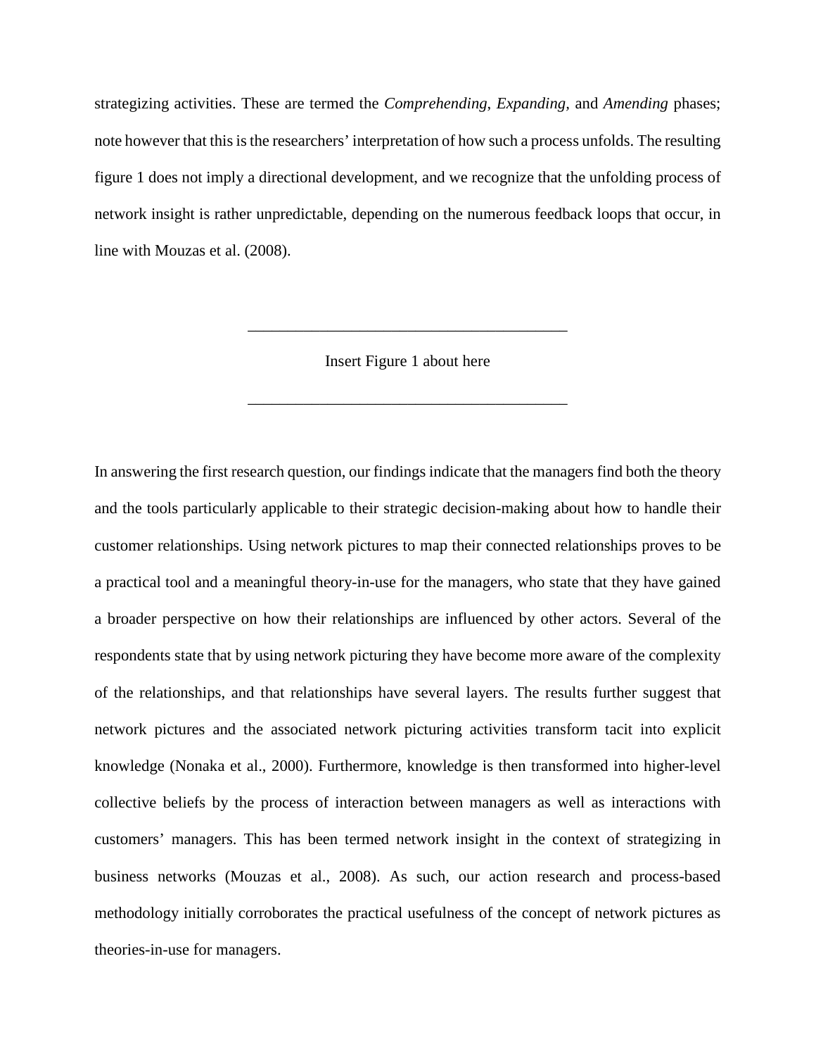strategizing activities. These are termed the *Comprehending, Expanding,* and *Amending* phases; note however that this is the researchers' interpretation of how such a process unfolds. The resulting figure 1 does not imply a directional development, and we recognize that the unfolding process of network insight is rather unpredictable, depending on the numerous feedback loops that occur, in line with Mouzas et al. (2008).

______________________________________

Insert Figure 1 about here

______________________________________

In answering the first research question, our findings indicate that the managers find both the theory and the tools particularly applicable to their strategic decision-making about how to handle their customer relationships. Using network pictures to map their connected relationships proves to be a practical tool and a meaningful theory-in-use for the managers, who state that they have gained a broader perspective on how their relationships are influenced by other actors. Several of the respondents state that by using network picturing they have become more aware of the complexity of the relationships, and that relationships have several layers. The results further suggest that network pictures and the associated network picturing activities transform tacit into explicit knowledge (Nonaka et al., 2000). Furthermore, knowledge is then transformed into higher-level collective beliefs by the process of interaction between managers as well as interactions with customers' managers. This has been termed network insight in the context of strategizing in business networks (Mouzas et al., 2008). As such, our action research and process-based methodology initially corroborates the practical usefulness of the concept of network pictures as theories-in-use for managers.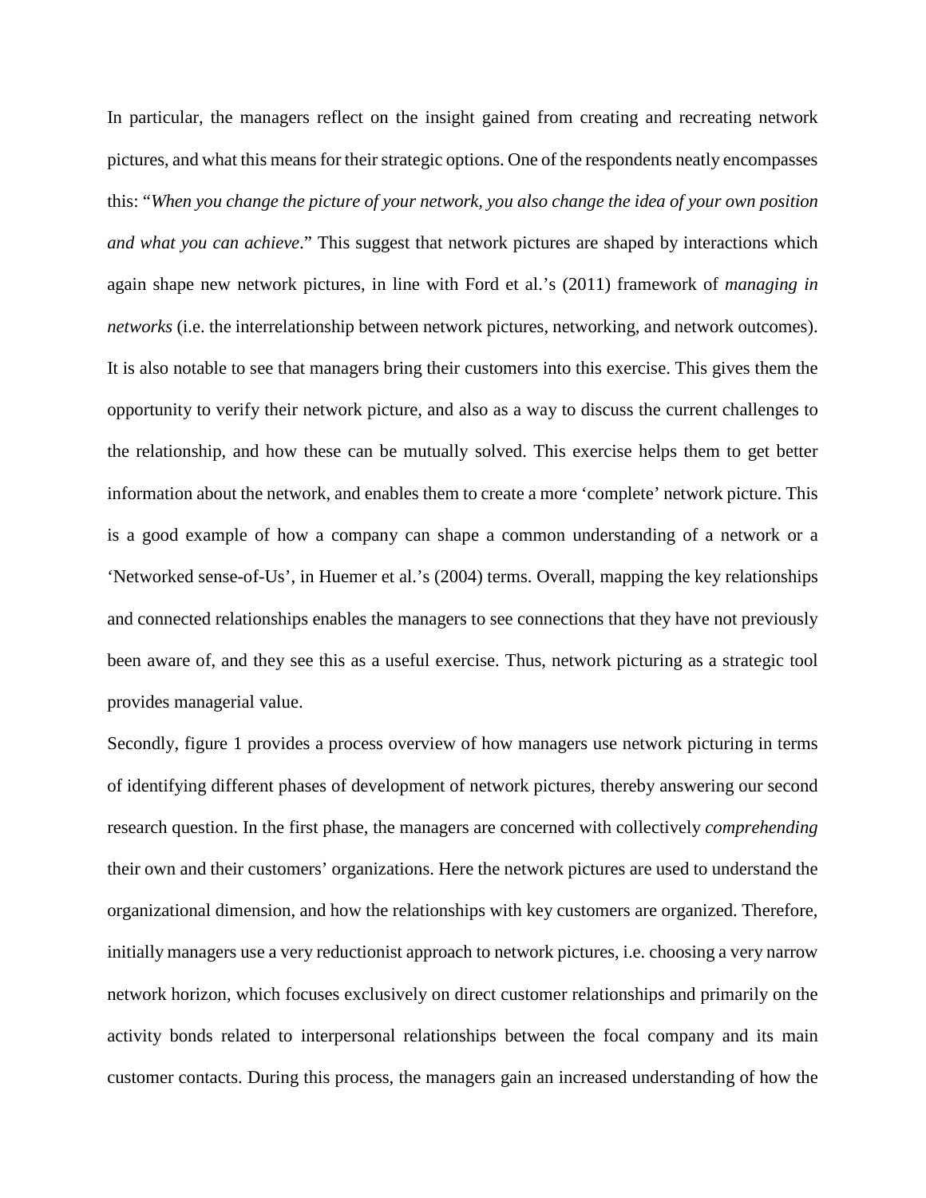In particular, the managers reflect on the insight gained from creating and recreating network pictures, and what this means for their strategic options. One of the respondents neatly encompasses this: "*When you change the picture of your network, you also change the idea of your own position and what you can achieve*." This suggest that network pictures are shaped by interactions which again shape new network pictures, in line with Ford et al.'s (2011) framework of *managing in networks* (i.e. the interrelationship between network pictures, networking, and network outcomes). It is also notable to see that managers bring their customers into this exercise. This gives them the opportunity to verify their network picture, and also as a way to discuss the current challenges to the relationship, and how these can be mutually solved. This exercise helps them to get better information about the network, and enables them to create a more 'complete' network picture. This is a good example of how a company can shape a common understanding of a network or a 'Networked sense-of-Us', in Huemer et al.'s (2004) terms. Overall, mapping the key relationships and connected relationships enables the managers to see connections that they have not previously been aware of, and they see this as a useful exercise. Thus, network picturing as a strategic tool provides managerial value.

Secondly, figure 1 provides a process overview of how managers use network picturing in terms of identifying different phases of development of network pictures, thereby answering our second research question. In the first phase, the managers are concerned with collectively *comprehending* their own and their customers' organizations. Here the network pictures are used to understand the organizational dimension, and how the relationships with key customers are organized. Therefore, initially managers use a very reductionist approach to network pictures, i.e. choosing a very narrow network horizon, which focuses exclusively on direct customer relationships and primarily on the activity bonds related to interpersonal relationships between the focal company and its main customer contacts. During this process, the managers gain an increased understanding of how the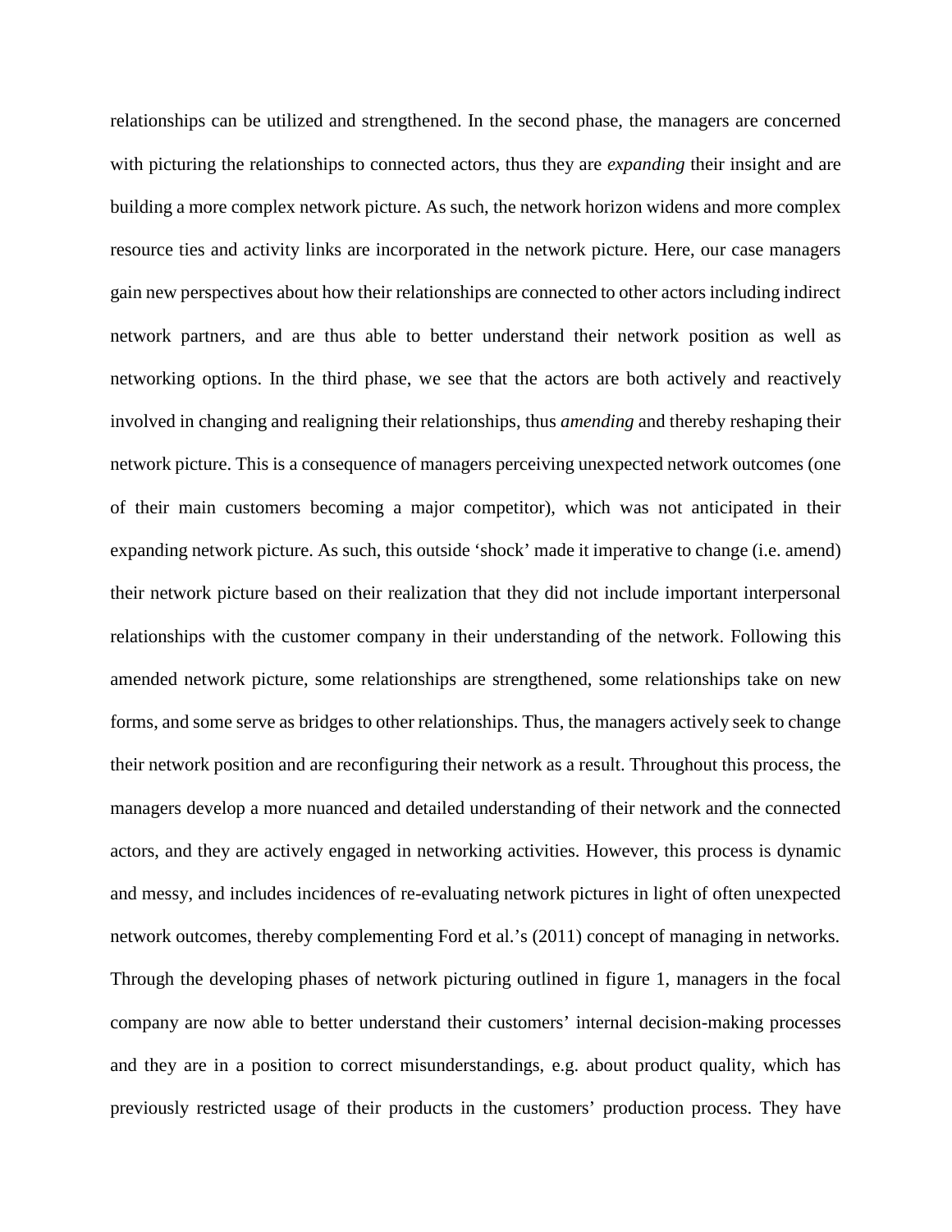relationships can be utilized and strengthened. In the second phase, the managers are concerned with picturing the relationships to connected actors, thus they are *expanding* their insight and are building a more complex network picture. As such, the network horizon widens and more complex resource ties and activity links are incorporated in the network picture. Here, our case managers gain new perspectives about how their relationships are connected to other actors including indirect network partners, and are thus able to better understand their network position as well as networking options. In the third phase, we see that the actors are both actively and reactively involved in changing and realigning their relationships, thus *amending* and thereby reshaping their network picture. This is a consequence of managers perceiving unexpected network outcomes (one of their main customers becoming a major competitor), which was not anticipated in their expanding network picture. As such, this outside 'shock' made it imperative to change (i.e. amend) their network picture based on their realization that they did not include important interpersonal relationships with the customer company in their understanding of the network. Following this amended network picture, some relationships are strengthened, some relationships take on new forms, and some serve as bridges to other relationships. Thus, the managers actively seek to change their network position and are reconfiguring their network as a result. Throughout this process, the managers develop a more nuanced and detailed understanding of their network and the connected actors, and they are actively engaged in networking activities. However, this process is dynamic and messy, and includes incidences of re-evaluating network pictures in light of often unexpected network outcomes, thereby complementing Ford et al.'s (2011) concept of managing in networks. Through the developing phases of network picturing outlined in figure 1, managers in the focal company are now able to better understand their customers' internal decision-making processes and they are in a position to correct misunderstandings, e.g. about product quality, which has previously restricted usage of their products in the customers' production process. They have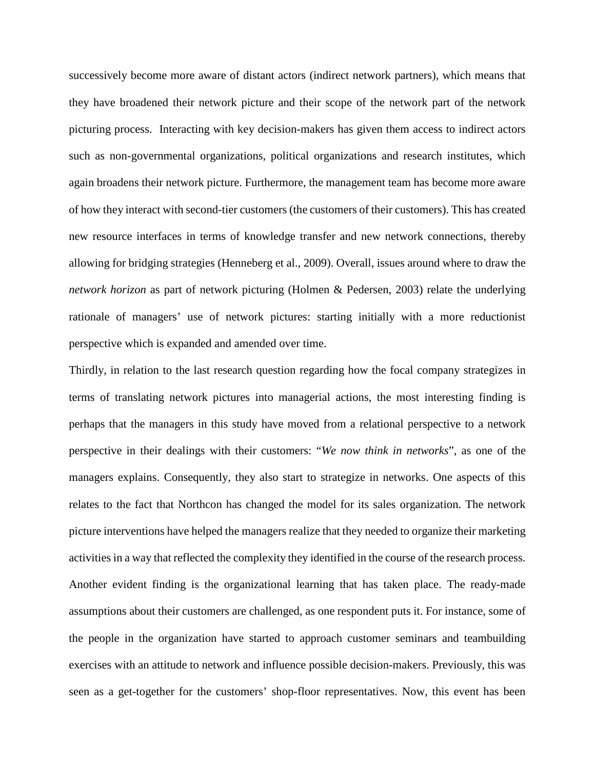successively become more aware of distant actors (indirect network partners), which means that they have broadened their network picture and their scope of the network part of the network picturing process. Interacting with key decision-makers has given them access to indirect actors such as non-governmental organizations, political organizations and research institutes, which again broadens their network picture. Furthermore, the management team has become more aware of how they interact with second-tier customers (the customers of their customers). This has created new resource interfaces in terms of knowledge transfer and new network connections, thereby allowing for bridging strategies (Henneberg et al., 2009). Overall, issues around where to draw the *network horizon* as part of network picturing (Holmen & Pedersen, 2003) relate the underlying rationale of managers' use of network pictures: starting initially with a more reductionist perspective which is expanded and amended over time.

Thirdly, in relation to the last research question regarding how the focal company strategizes in terms of translating network pictures into managerial actions, the most interesting finding is perhaps that the managers in this study have moved from a relational perspective to a network perspective in their dealings with their customers: "*We now think in networks*", as one of the managers explains. Consequently, they also start to strategize in networks. One aspects of this relates to the fact that Northcon has changed the model for its sales organization. The network picture interventions have helped the managers realize that they needed to organize their marketing activities in a way that reflected the complexity they identified in the course of the research process. Another evident finding is the organizational learning that has taken place. The ready-made assumptions about their customers are challenged, as one respondent puts it. For instance, some of the people in the organization have started to approach customer seminars and teambuilding exercises with an attitude to network and influence possible decision-makers. Previously, this was seen as a get-together for the customers' shop-floor representatives. Now, this event has been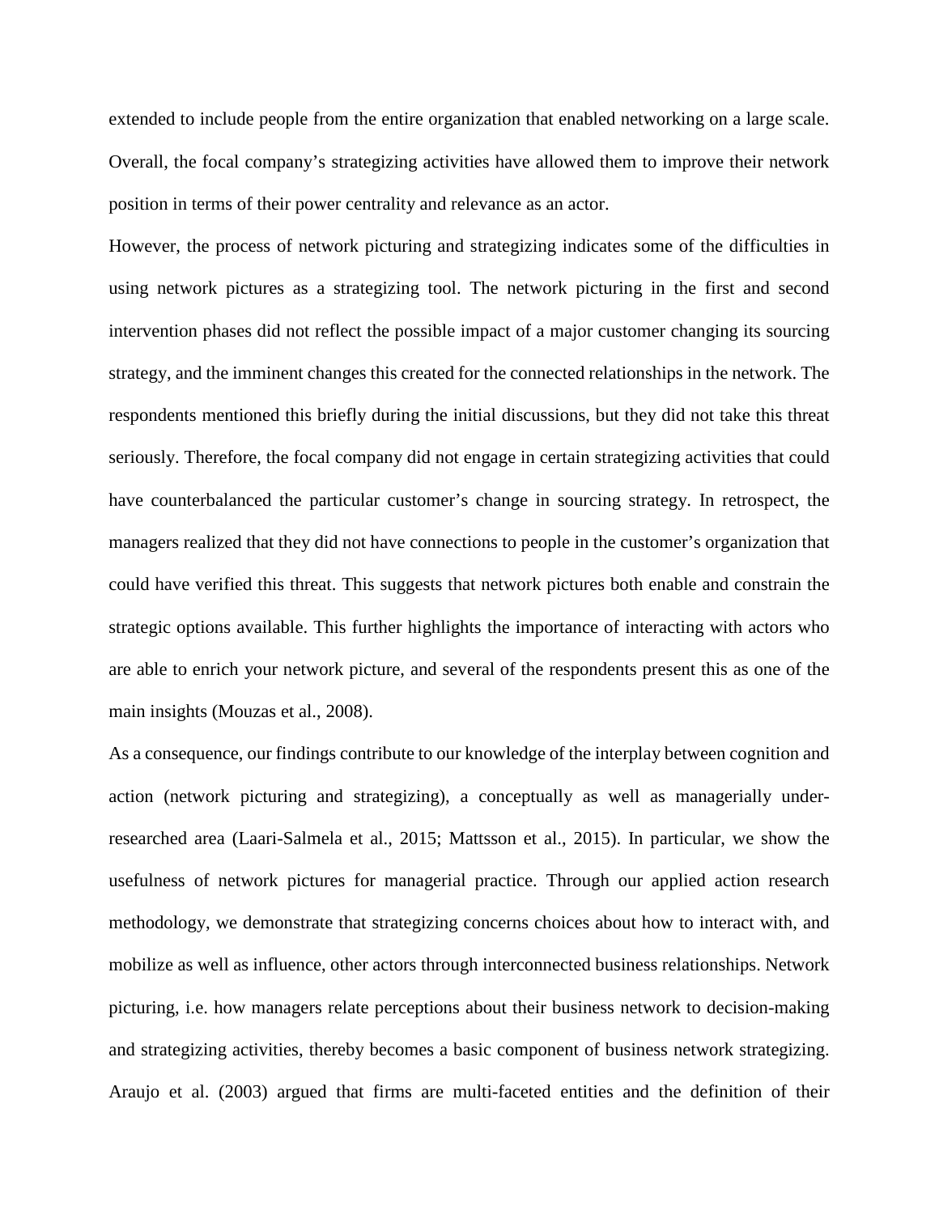extended to include people from the entire organization that enabled networking on a large scale. Overall, the focal company's strategizing activities have allowed them to improve their network position in terms of their power centrality and relevance as an actor.

However, the process of network picturing and strategizing indicates some of the difficulties in using network pictures as a strategizing tool. The network picturing in the first and second intervention phases did not reflect the possible impact of a major customer changing its sourcing strategy, and the imminent changes this created for the connected relationships in the network. The respondents mentioned this briefly during the initial discussions, but they did not take this threat seriously. Therefore, the focal company did not engage in certain strategizing activities that could have counterbalanced the particular customer's change in sourcing strategy. In retrospect, the managers realized that they did not have connections to people in the customer's organization that could have verified this threat. This suggests that network pictures both enable and constrain the strategic options available. This further highlights the importance of interacting with actors who are able to enrich your network picture, and several of the respondents present this as one of the main insights (Mouzas et al., 2008).

As a consequence, our findings contribute to our knowledge of the interplay between cognition and action (network picturing and strategizing), a conceptually as well as managerially under-researched area (Laari-Salmela et al., 2015; Mattsson et al., 2015). In particular, we show the usefulness of network pictures for managerial practice. Through our applied action research methodology, we demonstrate that strategizing concerns choices about how to interact with, and mobilize as well as influence, other actors through interconnected business relationships. Network picturing, i.e. how managers relate perceptions about their business network to decision-making and strategizing activities, thereby becomes a basic component of business network strategizing. Araujo et al. (2003) argued that firms are multi-faceted entities and the definition of their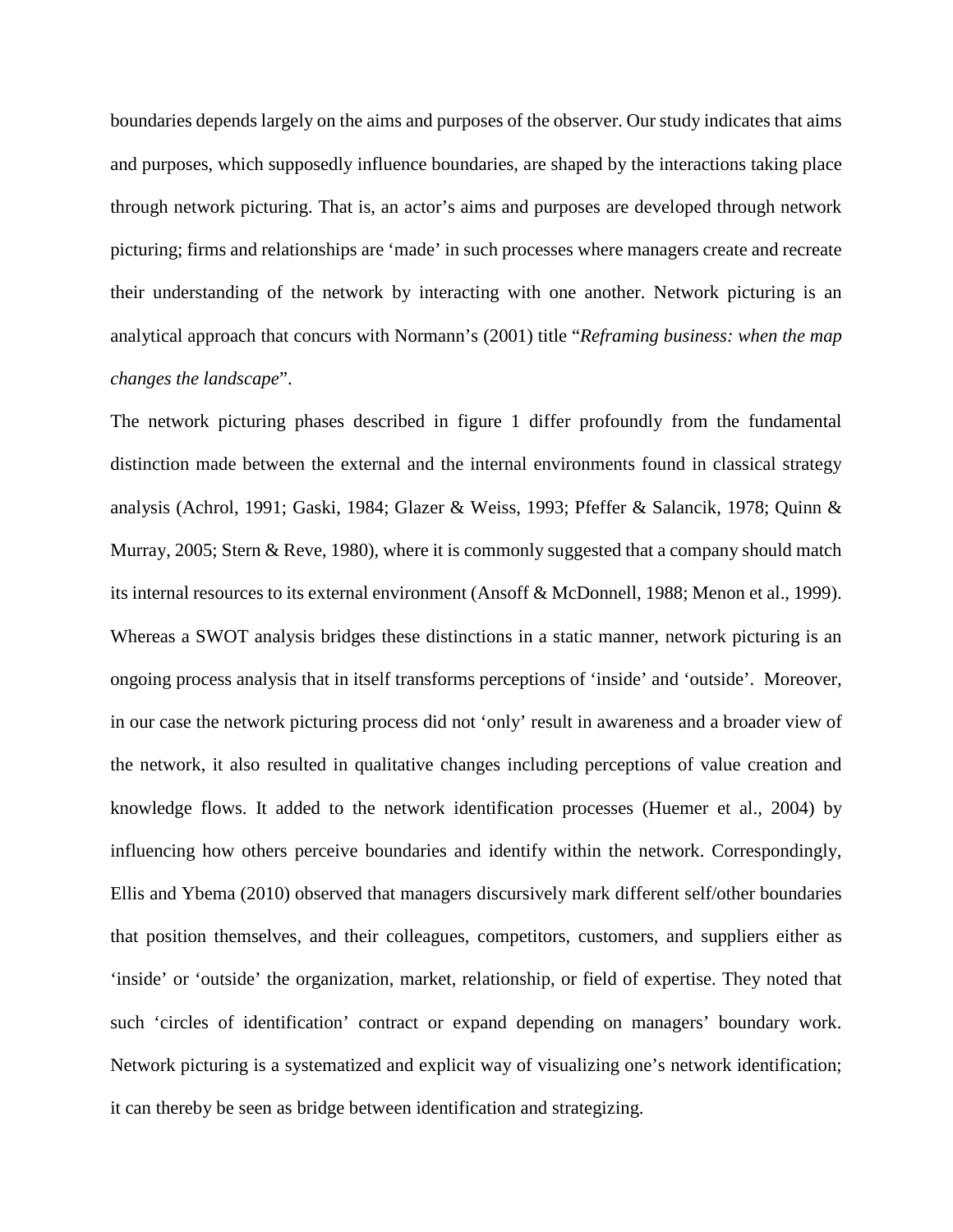boundaries depends largely on the aims and purposes of the observer. Our study indicates that aims and purposes, which supposedly influence boundaries, are shaped by the interactions taking place through network picturing. That is, an actor's aims and purposes are developed through network picturing; firms and relationships are 'made' in such processes where managers create and recreate their understanding of the network by interacting with one another. Network picturing is an analytical approach that concurs with Normann's (2001) title "*Reframing business: when the map changes the landscape*".

The network picturing phases described in figure 1 differ profoundly from the fundamental distinction made between the external and the internal environments found in classical strategy analysis (Achrol, 1991; Gaski, 1984; Glazer & Weiss, 1993; Pfeffer & Salancik, 1978; Quinn & Murray, 2005; Stern & Reve, 1980), where it is commonly suggested that a company should match its internal resources to its external environment (Ansoff & McDonnell, 1988; Menon et al., 1999). Whereas a SWOT analysis bridges these distinctions in a static manner, network picturing is an ongoing process analysis that in itself transforms perceptions of 'inside' and 'outside'. Moreover, in our case the network picturing process did not 'only' result in awareness and a broader view of the network, it also resulted in qualitative changes including perceptions of value creation and knowledge flows. It added to the network identification processes (Huemer et al., 2004) by influencing how others perceive boundaries and identify within the network. Correspondingly, Ellis and Ybema (2010) observed that managers discursively mark different self/other boundaries that position themselves, and their colleagues, competitors, customers, and suppliers either as 'inside' or 'outside' the organization, market, relationship, or field of expertise. They noted that such 'circles of identification' contract or expand depending on managers' boundary work. Network picturing is a systematized and explicit way of visualizing one's network identification; it can thereby be seen as bridge between identification and strategizing.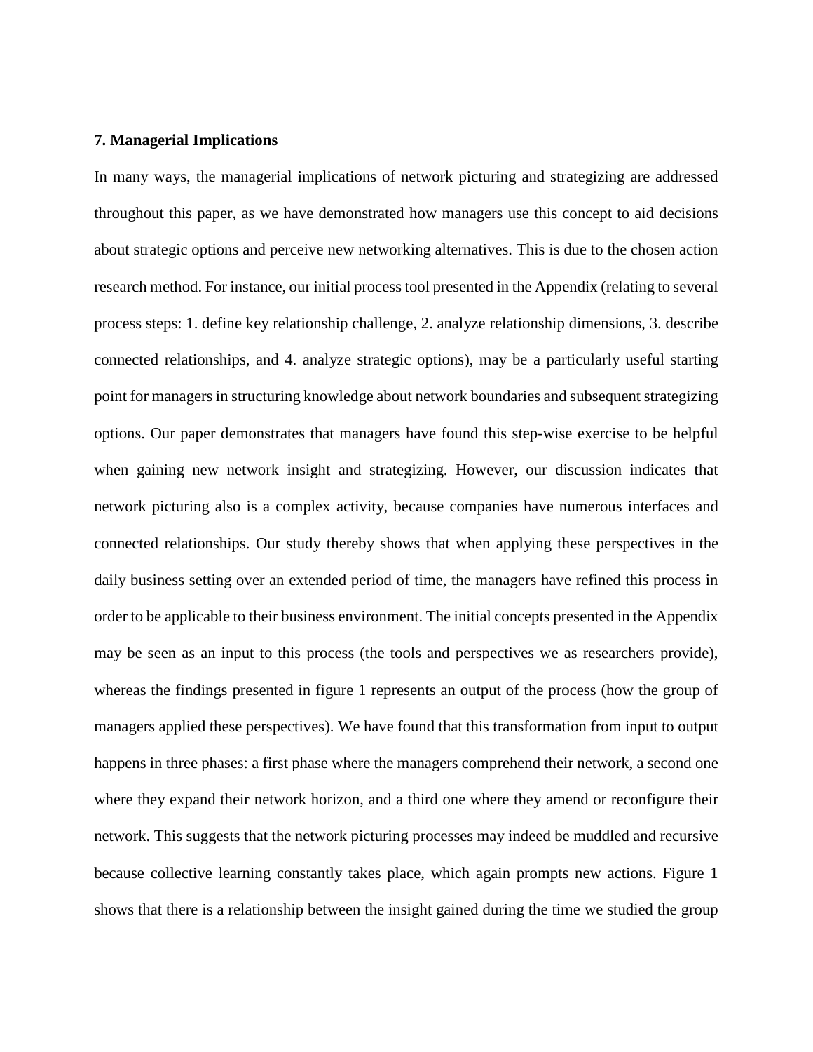### 7. Managerial Implications

In many ways, the managerial implications of network picturing and strategizing are addressed throughout this paper, as we have demonstrated how managers use this concept to aid decisions about strategic options and perceive new networking alternatives. This is due to the chosen action research method. For instance, our initial process tool presented in the Appendix (relating to several process steps: 1. define key relationship challenge, 2. analyze relationship dimensions, 3. describe connected relationships, and 4. analyze strategic options), may be a particularly useful starting point for managers in structuring knowledge about network boundaries and subsequent strategizing options. Our paper demonstrates that managers have found this step-wise exercise to be helpful when gaining new network insight and strategizing. However, our discussion indicates that network picturing also is a complex activity, because companies have numerous interfaces and connected relationships. Our study thereby shows that when applying these perspectives in the daily business setting over an extended period of time, the managers have refined this process in order to be applicable to their business environment. The initial concepts presented in the Appendix may be seen as an input to this process (the tools and perspectives we as researchers provide), whereas the findings presented in figure 1 represents an output of the process (how the group of managers applied these perspectives). We have found that this transformation from input to output happens in three phases: a first phase where the managers comprehend their network, a second one where they expand their network horizon, and a third one where they amend or reconfigure their network. This suggests that the network picturing processes may indeed be muddled and recursive because collective learning constantly takes place, which again prompts new actions. Figure 1 shows that there is a relationship between the insight gained during the time we studied the group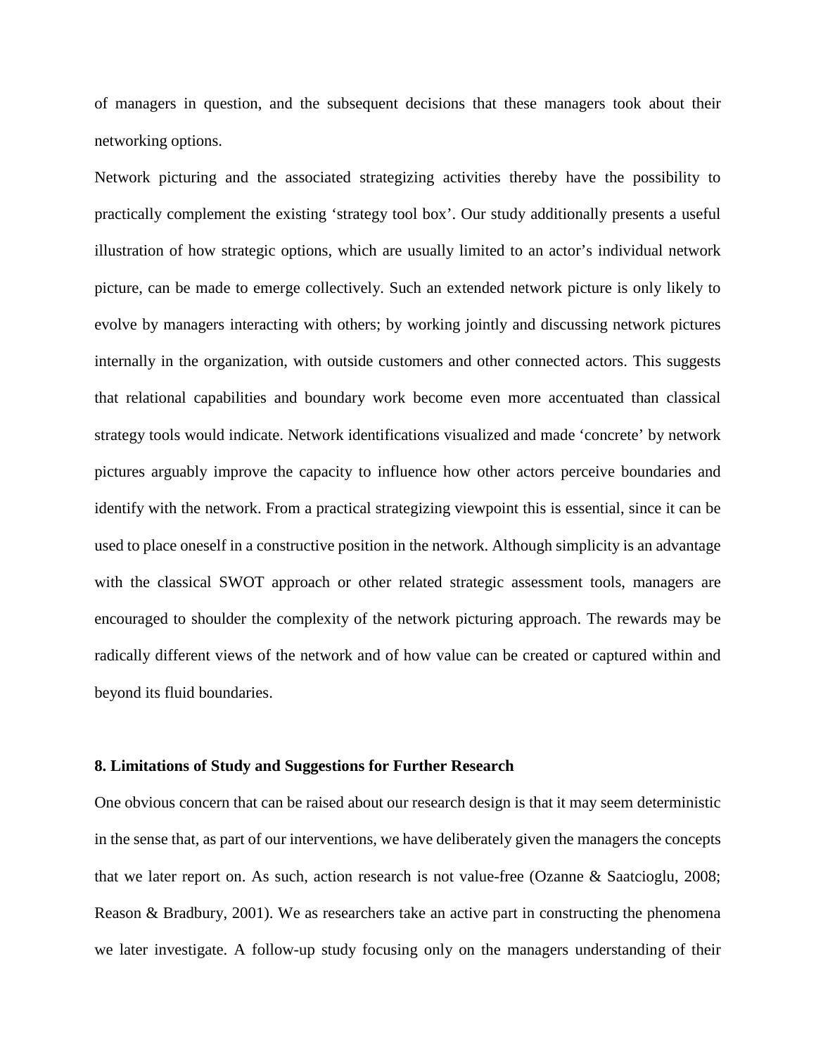of managers in question, and the subsequent decisions that these managers took about their networking options.

Network picturing and the associated strategizing activities thereby have the possibility to practically complement the existing 'strategy tool box'. Our study additionally presents a useful illustration of how strategic options, which are usually limited to an actor's individual network picture, can be made to emerge collectively. Such an extended network picture is only likely to evolve by managers interacting with others; by working jointly and discussing network pictures internally in the organization, with outside customers and other connected actors. This suggests that relational capabilities and boundary work become even more accentuated than classical strategy tools would indicate. Network identifications visualized and made 'concrete' by network pictures arguably improve the capacity to influence how other actors perceive boundaries and identify with the network. From a practical strategizing viewpoint this is essential, since it can be used to place oneself in a constructive position in the network. Although simplicity is an advantage with the classical SWOT approach or other related strategic assessment tools, managers are encouraged to shoulder the complexity of the network picturing approach. The rewards may be radically different views of the network and of how value can be created or captured within and beyond its fluid boundaries.

## 8. Limitations of Study and Suggestions for Further Research

One obvious concern that can be raised about our research design is that it may seem deterministic in the sense that, as part of our interventions, we have deliberately given the managers the concepts that we later report on. As such, action research is not value-free (Ozanne & Saatcioglu, 2008; Reason & Bradbury, 2001). We as researchers take an active part in constructing the phenomena we later investigate. A follow-up study focusing only on the managers understanding of their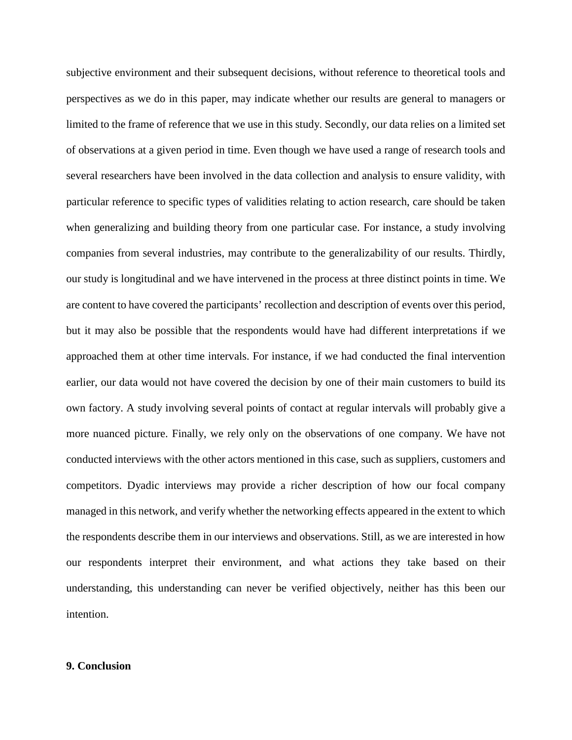subjective environment and their subsequent decisions, without reference to theoretical tools and perspectives as we do in this paper, may indicate whether our results are general to managers or limited to the frame of reference that we use in this study. Secondly, our data relies on a limited set of observations at a given period in time. Even though we have used a range of research tools and several researchers have been involved in the data collection and analysis to ensure validity, with particular reference to specific types of validities relating to action research, care should be taken when generalizing and building theory from one particular case. For instance, a study involving companies from several industries, may contribute to the generalizability of our results. Thirdly, our study is longitudinal and we have intervened in the process at three distinct points in time. We are content to have covered the participants' recollection and description of events over this period, but it may also be possible that the respondents would have had different interpretations if we approached them at other time intervals. For instance, if we had conducted the final intervention earlier, our data would not have covered the decision by one of their main customers to build its own factory. A study involving several points of contact at regular intervals will probably give a more nuanced picture. Finally, we rely only on the observations of one company. We have not conducted interviews with the other actors mentioned in this case, such as suppliers, customers and competitors. Dyadic interviews may provide a richer description of how our focal company managed in this network, and verify whether the networking effects appeared in the extent to which the respondents describe them in our interviews and observations. Still, as we are interested in how our respondents interpret their environment, and what actions they take based on their understanding, this understanding can never be verified objectively, neither has this been our intention.

## 9. Conclusion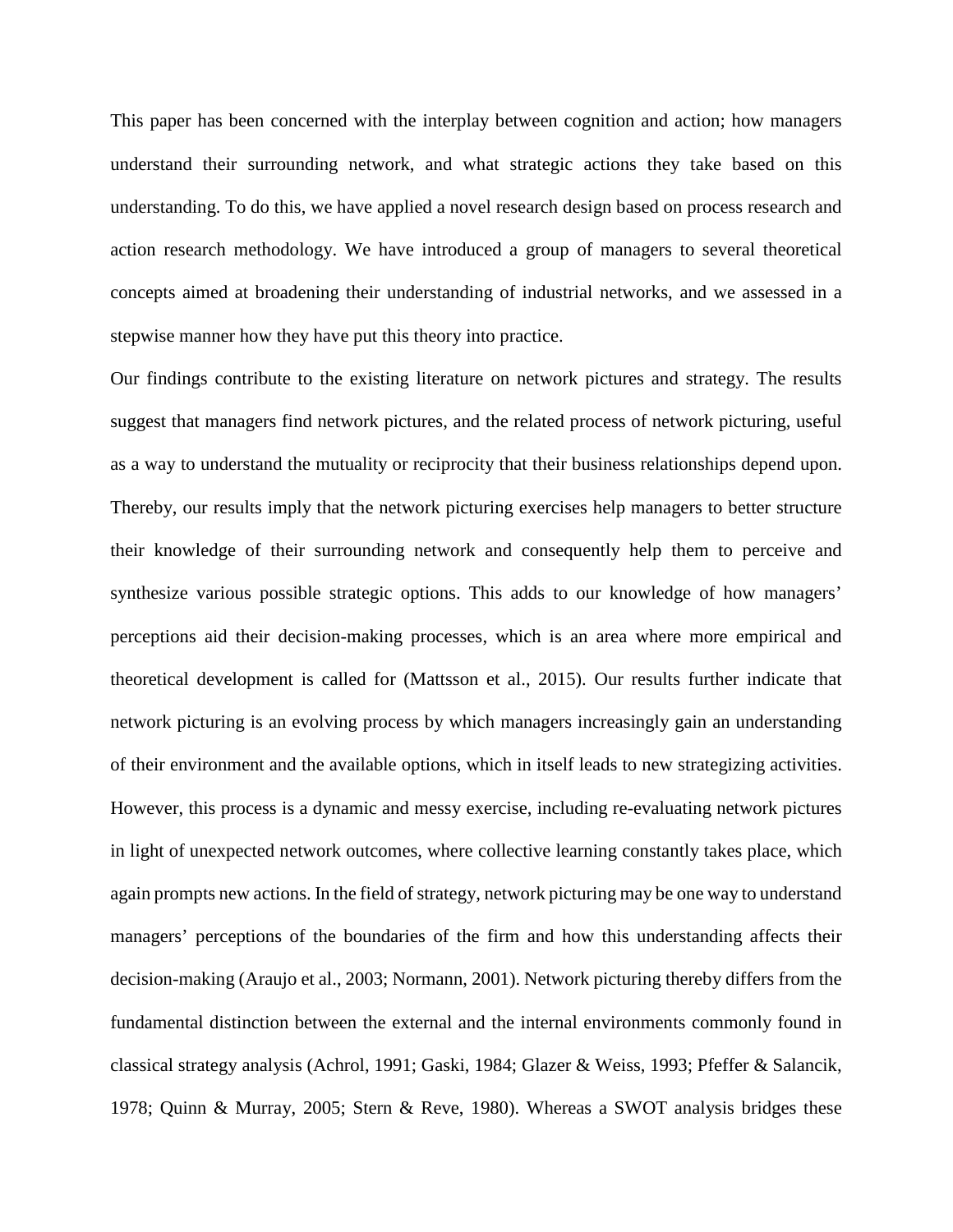This paper has been concerned with the interplay between cognition and action; how managers understand their surrounding network, and what strategic actions they take based on this understanding. To do this, we have applied a novel research design based on process research and action research methodology. We have introduced a group of managers to several theoretical concepts aimed at broadening their understanding of industrial networks, and we assessed in a stepwise manner how they have put this theory into practice.

Our findings contribute to the existing literature on network pictures and strategy. The results suggest that managers find network pictures, and the related process of network picturing, useful as a way to understand the mutuality or reciprocity that their business relationships depend upon. Thereby, our results imply that the network picturing exercises help managers to better structure their knowledge of their surrounding network and consequently help them to perceive and synthesize various possible strategic options. This adds to our knowledge of how managers' perceptions aid their decision-making processes, which is an area where more empirical and theoretical development is called for (Mattsson et al., 2015). Our results further indicate that network picturing is an evolving process by which managers increasingly gain an understanding of their environment and the available options, which in itself leads to new strategizing activities. However, this process is a dynamic and messy exercise, including re-evaluating network pictures in light of unexpected network outcomes, where collective learning constantly takes place, which again prompts new actions. In the field of strategy, network picturing may be one way to understand managers' perceptions of the boundaries of the firm and how this understanding affects their decision-making (Araujo et al., 2003; Normann, 2001). Network picturing thereby differs from the fundamental distinction between the external and the internal environments commonly found in classical strategy analysis (Achrol, 1991; Gaski, 1984; Glazer & Weiss, 1993; Pfeffer & Salancik, 1978; Quinn & Murray, 2005; Stern & Reve, 1980). Whereas a SWOT analysis bridges these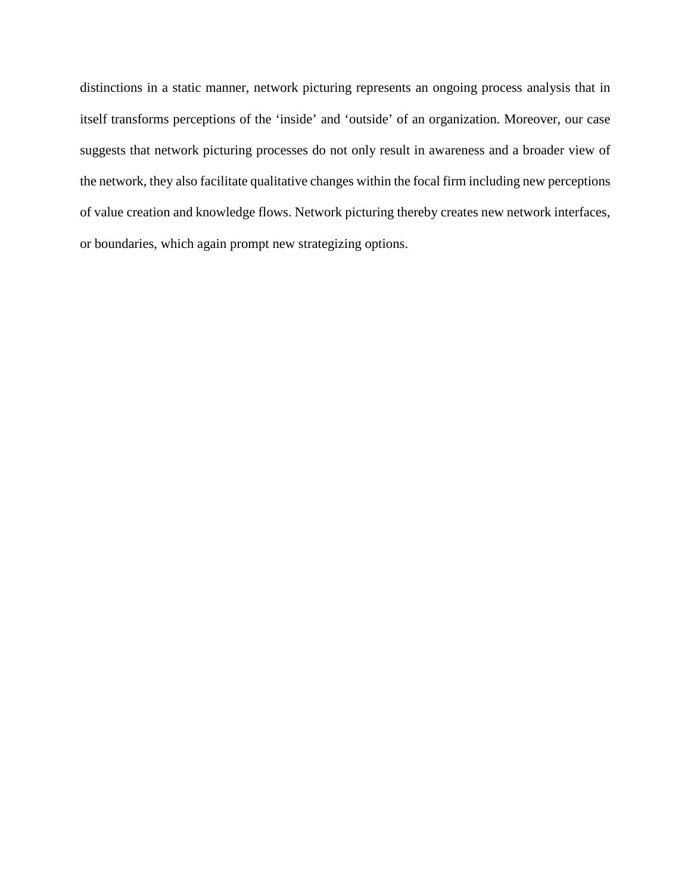distinctions in a static manner, network picturing represents an ongoing process analysis that in itself transforms perceptions of the ‘inside’ and ‘outside’ of an organization. Moreover, our case suggests that network picturing processes do not only result in awareness and a broader view of the network, they also facilitate qualitative changes within the focal firm including new perceptions of value creation and knowledge flows. Network picturing thereby creates new network interfaces, or boundaries, which again prompt new strategizing options.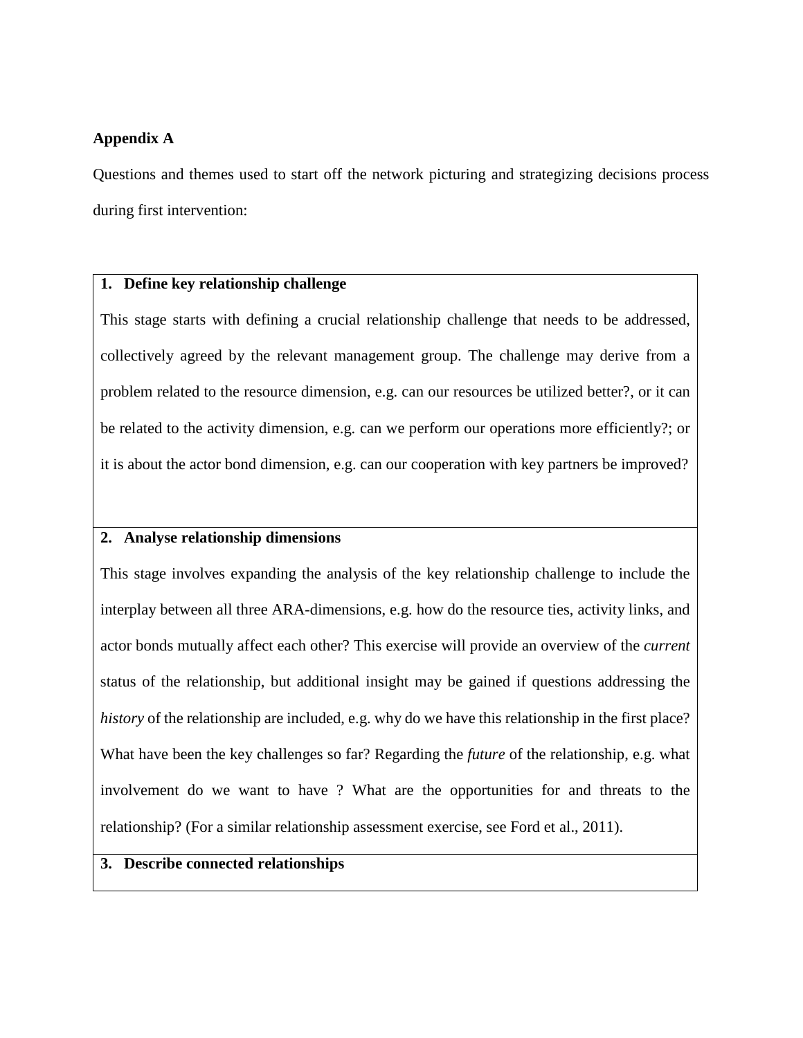**Appendix A**

Questions and themes used to start off the network picturing and strategizing decisions process during first intervention:

| **1. Define key relationship challenge** |
|---|
| This stage starts with defining a crucial relationship challenge that needs to be addressed, collectively agreed by the relevant management group. The challenge may derive from a problem related to the resource dimension, e.g. can our resources be utilized better?, or it can be related to the activity dimension, e.g. can we perform our operations more efficiently?; or it is about the actor bond dimension, e.g. can our cooperation with key partners be improved? |
| **2. Analyse relationship dimensions** |
| This stage involves expanding the analysis of the key relationship challenge to include the interplay between all three ARA-dimensions, e.g. how do the resource ties, activity links, and actor bonds mutually affect each other? This exercise will provide an overview of the *current* status of the relationship, but additional insight may be gained if questions addressing the *history* of the relationship are included, e.g. why do we have this relationship in the first place? What have been the key challenges so far? Regarding the *future* of the relationship, e.g. what involvement do we want to have ? What are the opportunities for and threats to the relationship? (For a similar relationship assessment exercise, see Ford et al., 2011). |
| **3. Describe connected relationships** |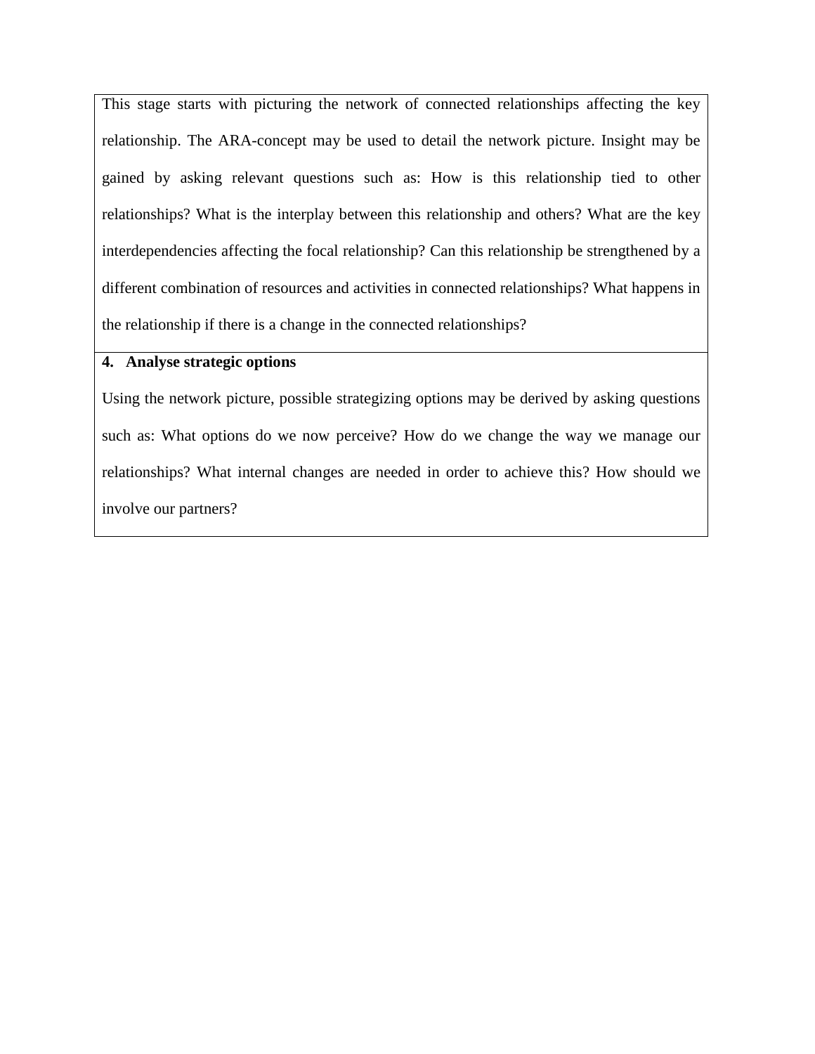| This stage starts with picturing the network of connected relationships affecting the key relationship. The ARA-concept may be used to detail the network picture. Insight may be gained by asking relevant questions such as: How is this relationship tied to other relationships? What is the interplay between this relationship and others? What are the key interdependencies affecting the focal relationship? Can this relationship be strengthened by a different combination of resources and activities in connected relationships? What happens in the relationship if there is a change in the connected relationships? |
|---|
| **4. Analyse strategic options**<br>Using the network picture, possible strategizing options may be derived by asking questions such as: What options do we now perceive? How do we change the way we manage our relationships? What internal changes are needed in order to achieve this? How should we involve our partners? |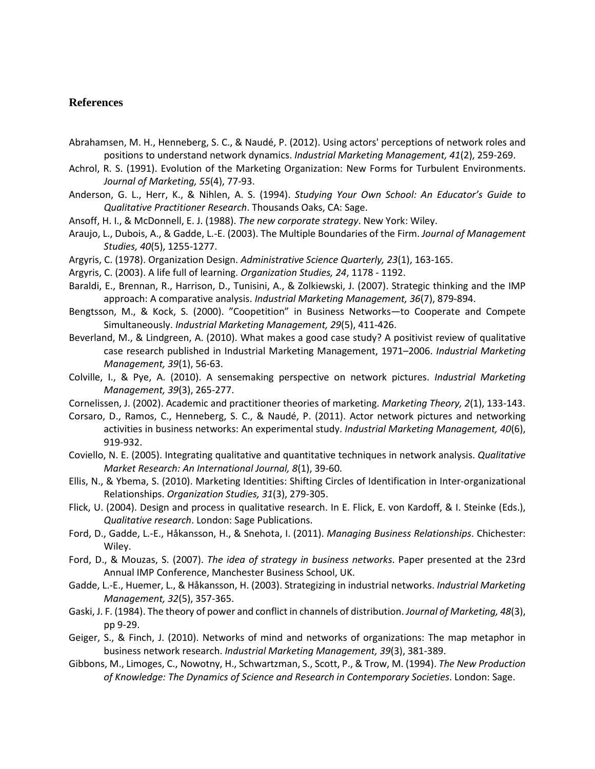## References

Abrahamsen, M. H., Henneberg, S. C., & Naudé, P. (2012). Using actors' perceptions of network roles and positions to understand network dynamics. *Industrial Marketing Management, 41*(2), 259-269.

Achrol, R. S. (1991). Evolution of the Marketing Organization: New Forms for Turbulent Environments. *Journal of Marketing, 55*(4), 77-93.

Anderson, G. L., Herr, K., & Nihlen, A. S. (1994). *Studying Your Own School: An Educator's Guide to Qualitative Practitioner Research*. Thousands Oaks, CA: Sage.

Ansoff, H. I., & McDonnell, E. J. (1988). *The new corporate strategy*. New York: Wiley.

Araujo, L., Dubois, A., & Gadde, L.-E. (2003). The Multiple Boundaries of the Firm. *Journal of Management Studies, 40*(5), 1255-1277.

Argyris, C. (1978). Organization Design. *Administrative Science Quarterly, 23*(1), 163-165.

Argyris, C. (2003). A life full of learning. *Organization Studies, 24*, 1178 - 1192.

Baraldi, E., Brennan, R., Harrison, D., Tunisini, A., & Zolkiewski, J. (2007). Strategic thinking and the IMP approach: A comparative analysis. *Industrial Marketing Management, 36*(7), 879-894.

Bengtsson, M., & Kock, S. (2000). "Coopetition" in Business Networks—to Cooperate and Compete Simultaneously. *Industrial Marketing Management, 29*(5), 411-426.

Beverland, M., & Lindgreen, A. (2010). What makes a good case study? A positivist review of qualitative case research published in Industrial Marketing Management, 1971–2006. *Industrial Marketing Management, 39*(1), 56-63.

Colville, I., & Pye, A. (2010). A sensemaking perspective on network pictures. *Industrial Marketing Management, 39*(3), 265-277.

Cornelissen, J. (2002). Academic and practitioner theories of marketing. *Marketing Theory, 2*(1), 133-143.

Corsaro, D., Ramos, C., Henneberg, S. C., & Naudé, P. (2011). Actor network pictures and networking activities in business networks: An experimental study. *Industrial Marketing Management, 40*(6), 919-932.

Coviello, N. E. (2005). Integrating qualitative and quantitative techniques in network analysis. *Qualitative Market Research: An International Journal, 8*(1), 39-60.

Ellis, N., & Ybema, S. (2010). Marketing Identities: Shifting Circles of Identification in Inter-organizational Relationships. *Organization Studies, 31*(3), 279-305.

Flick, U. (2004). Design and process in qualitative research. In E. Flick, E. von Kardoff, & I. Steinke (Eds.), *Qualitative research*. London: Sage Publications.

Ford, D., Gadde, L.-E., Håkansson, H., & Snehota, I. (2011). *Managing Business Relationships*. Chichester: Wiley.

Ford, D., & Mouzas, S. (2007). *The idea of strategy in business networks*. Paper presented at the 23rd Annual IMP Conference, Manchester Business School, UK.

Gadde, L.-E., Huemer, L., & Håkansson, H. (2003). Strategizing in industrial networks. *Industrial Marketing Management, 32*(5), 357-365.

Gaski, J. F. (1984). The theory of power and conflict in channels of distribution. *Journal of Marketing, 48*(3), pp 9-29.

Geiger, S., & Finch, J. (2010). Networks of mind and networks of organizations: The map metaphor in business network research. *Industrial Marketing Management, 39*(3), 381-389.

Gibbons, M., Limoges, C., Nowotny, H., Schwartzman, S., Scott, P., & Trow, M. (1994). *The New Production of Knowledge: The Dynamics of Science and Research in Contemporary Societies*. London: Sage.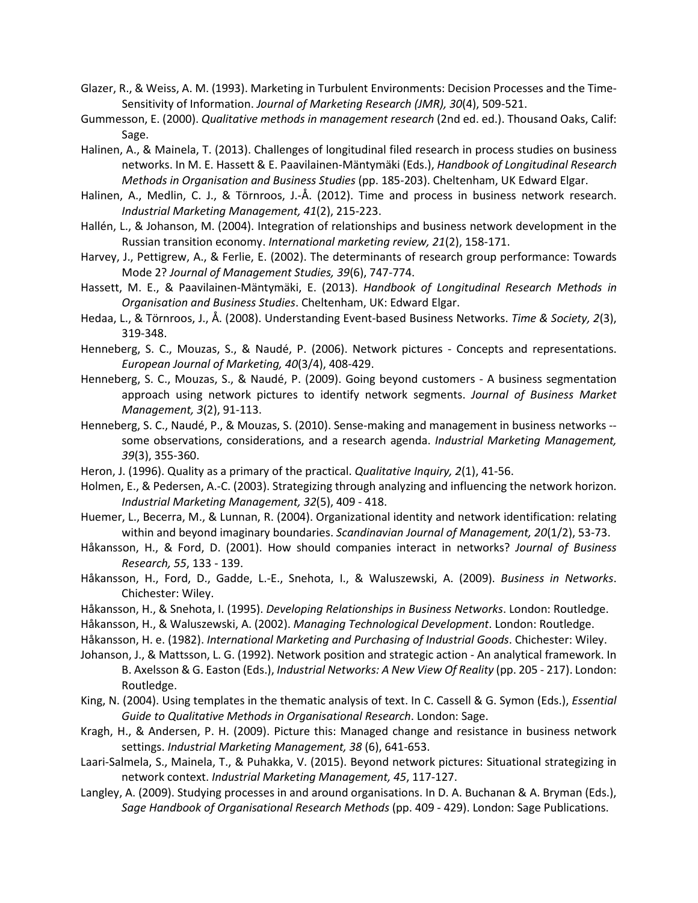Glazer, R., & Weiss, A. M. (1993). Marketing in Turbulent Environments: Decision Processes and the Time-Sensitivity of Information. *Journal of Marketing Research (JMR), 30*(4), 509-521.

Gummesson, E. (2000). *Qualitative methods in management research* (2nd ed. ed.). Thousand Oaks, Calif: Sage.

Halinen, A., & Mainela, T. (2013). Challenges of longitudinal filed research in process studies on business networks. In M. E. Hassett & E. Paavilainen-Mäntymäki (Eds.), *Handbook of Longitudinal Research Methods in Organisation and Business Studies* (pp. 185-203). Cheltenham, UK Edward Elgar.

Halinen, A., Medlin, C. J., & Törnroos, J.-Å. (2012). Time and process in business network research. *Industrial Marketing Management, 41*(2), 215-223.

Hallén, L., & Johanson, M. (2004). Integration of relationships and business network development in the Russian transition economy. *International marketing review, 21*(2), 158-171.

Harvey, J., Pettigrew, A., & Ferlie, E. (2002). The determinants of research group performance: Towards Mode 2? *Journal of Management Studies, 39*(6), 747-774.

Hassett, M. E., & Paavilainen-Mäntymäki, E. (2013). *Handbook of Longitudinal Research Methods in Organisation and Business Studies*. Cheltenham, UK: Edward Elgar.

Hedaa, L., & Törnroos, J., Å. (2008). Understanding Event-based Business Networks. *Time & Society, 2*(3), 319-348.

Henneberg, S. C., Mouzas, S., & Naudé, P. (2006). Network pictures - Concepts and representations. *European Journal of Marketing, 40*(3/4), 408-429.

Henneberg, S. C., Mouzas, S., & Naudé, P. (2009). Going beyond customers - A business segmentation approach using network pictures to identify network segments. *Journal of Business Market Management, 3*(2), 91-113.

Henneberg, S. C., Naudé, P., & Mouzas, S. (2010). Sense-making and management in business networks -- some observations, considerations, and a research agenda. *Industrial Marketing Management, 39*(3), 355-360.

Heron, J. (1996). Quality as a primary of the practical. *Qualitative Inquiry, 2*(1), 41-56.

Holmen, E., & Pedersen, A.-C. (2003). Strategizing through analyzing and influencing the network horizon. *Industrial Marketing Management, 32*(5), 409 - 418.

Huemer, L., Becerra, M., & Lunnan, R. (2004). Organizational identity and network identification: relating within and beyond imaginary boundaries. *Scandinavian Journal of Management, 20*(1/2), 53-73.

Håkansson, H., & Ford, D. (2001). How should companies interact in networks? *Journal of Business Research, 55*, 133 - 139.

Håkansson, H., Ford, D., Gadde, L.-E., Snehota, I., & Waluszewski, A. (2009). *Business in Networks*. Chichester: Wiley.

Håkansson, H., & Snehota, I. (1995). *Developing Relationships in Business Networks*. London: Routledge.

Håkansson, H., & Waluszewski, A. (2002). *Managing Technological Development*. London: Routledge.

Håkansson, H. e. (1982). *International Marketing and Purchasing of Industrial Goods*. Chichester: Wiley.

Johanson, J., & Mattsson, L. G. (1992). Network position and strategic action - An analytical framework. In B. Axelsson & G. Easton (Eds.), *Industrial Networks: A New View Of Reality* (pp. 205 - 217). London: Routledge.

King, N. (2004). Using templates in the thematic analysis of text. In C. Cassell & G. Symon (Eds.), *Essential Guide to Qualitative Methods in Organisational Research*. London: Sage.

Kragh, H., & Andersen, P. H. (2009). Picture this: Managed change and resistance in business network settings. *Industrial Marketing Management, 38* (6), 641-653.

Laari-Salmela, S., Mainela, T., & Puhakka, V. (2015). Beyond network pictures: Situational strategizing in network context. *Industrial Marketing Management, 45*, 117-127.

Langley, A. (2009). Studying processes in and around organisations. In D. A. Buchanan & A. Bryman (Eds.), *Sage Handbook of Organisational Research Methods* (pp. 409 - 429). London: Sage Publications.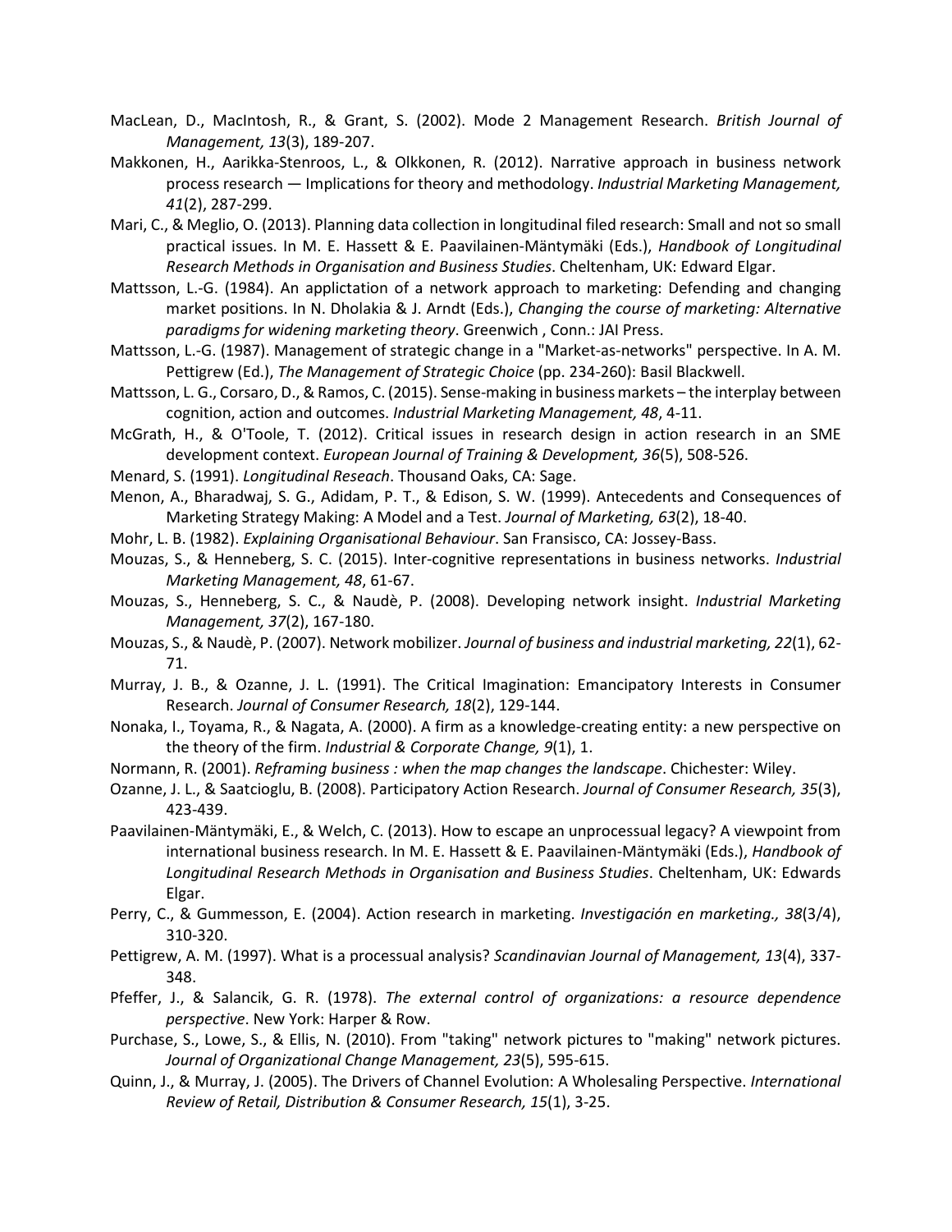MacLean, D., MacIntosh, R., & Grant, S. (2002). Mode 2 Management Research. *British Journal of Management, 13*(3), 189-207.

Makkonen, H., Aarikka-Stenroos, L., & Olkkonen, R. (2012). Narrative approach in business network process research — Implications for theory and methodology. *Industrial Marketing Management, 41*(2), 287-299.

Mari, C., & Meglio, O. (2013). Planning data collection in longitudinal filed research: Small and not so small practical issues. In M. E. Hassett & E. Paavilainen-Mäntymäki (Eds.), *Handbook of Longitudinal Research Methods in Organisation and Business Studies*. Cheltenham, UK: Edward Elgar.

Mattsson, L.-G. (1984). An applictation of a network approach to marketing: Defending and changing market positions. In N. Dholakia & J. Arndt (Eds.), *Changing the course of marketing: Alternative paradigms for widening marketing theory*. Greenwich , Conn.: JAI Press.

Mattsson, L.-G. (1987). Management of strategic change in a "Market-as-networks" perspective. In A. M. Pettigrew (Ed.), *The Management of Strategic Choice* (pp. 234-260): Basil Blackwell.

Mattsson, L. G., Corsaro, D., & Ramos, C. (2015). Sense-making in business markets – the interplay between cognition, action and outcomes. *Industrial Marketing Management, 48*, 4-11.

McGrath, H., & O'Toole, T. (2012). Critical issues in research design in action research in an SME development context. *European Journal of Training & Development, 36*(5), 508-526.

Menard, S. (1991). *Longitudinal Reseach*. Thousand Oaks, CA: Sage.

Menon, A., Bharadwaj, S. G., Adidam, P. T., & Edison, S. W. (1999). Antecedents and Consequences of Marketing Strategy Making: A Model and a Test. *Journal of Marketing, 63*(2), 18-40.

Mohr, L. B. (1982). *Explaining Organisational Behaviour*. San Fransisco, CA: Jossey-Bass.

Mouzas, S., & Henneberg, S. C. (2015). Inter-cognitive representations in business networks. *Industrial Marketing Management, 48*, 61-67.

Mouzas, S., Henneberg, S. C., & Naudè, P. (2008). Developing network insight. *Industrial Marketing Management, 37*(2), 167-180.

Mouzas, S., & Naudè, P. (2007). Network mobilizer. *Journal of business and industrial marketing, 22*(1), 62-71.

Murray, J. B., & Ozanne, J. L. (1991). The Critical Imagination: Emancipatory Interests in Consumer Research. *Journal of Consumer Research, 18*(2), 129-144.

Nonaka, I., Toyama, R., & Nagata, A. (2000). A firm as a knowledge-creating entity: a new perspective on the theory of the firm. *Industrial & Corporate Change, 9*(1), 1.

Normann, R. (2001). *Reframing business : when the map changes the landscape*. Chichester: Wiley.

Ozanne, J. L., & Saatcioglu, B. (2008). Participatory Action Research. *Journal of Consumer Research, 35*(3), 423-439.

Paavilainen-Mäntymäki, E., & Welch, C. (2013). How to escape an unprocessual legacy? A viewpoint from international business research. In M. E. Hassett & E. Paavilainen-Mäntymäki (Eds.), *Handbook of Longitudinal Research Methods in Organisation and Business Studies*. Cheltenham, UK: Edwards Elgar.

Perry, C., & Gummesson, E. (2004). Action research in marketing. *Investigación en marketing., 38*(3/4), 310-320.

Pettigrew, A. M. (1997). What is a processual analysis? *Scandinavian Journal of Management, 13*(4), 337-348.

Pfeffer, J., & Salancik, G. R. (1978). *The external control of organizations: a resource dependence perspective*. New York: Harper & Row.

Purchase, S., Lowe, S., & Ellis, N. (2010). From "taking" network pictures to "making" network pictures. *Journal of Organizational Change Management, 23*(5), 595-615.

Quinn, J., & Murray, J. (2005). The Drivers of Channel Evolution: A Wholesaling Perspective. *International Review of Retail, Distribution & Consumer Research, 15*(1), 3-25.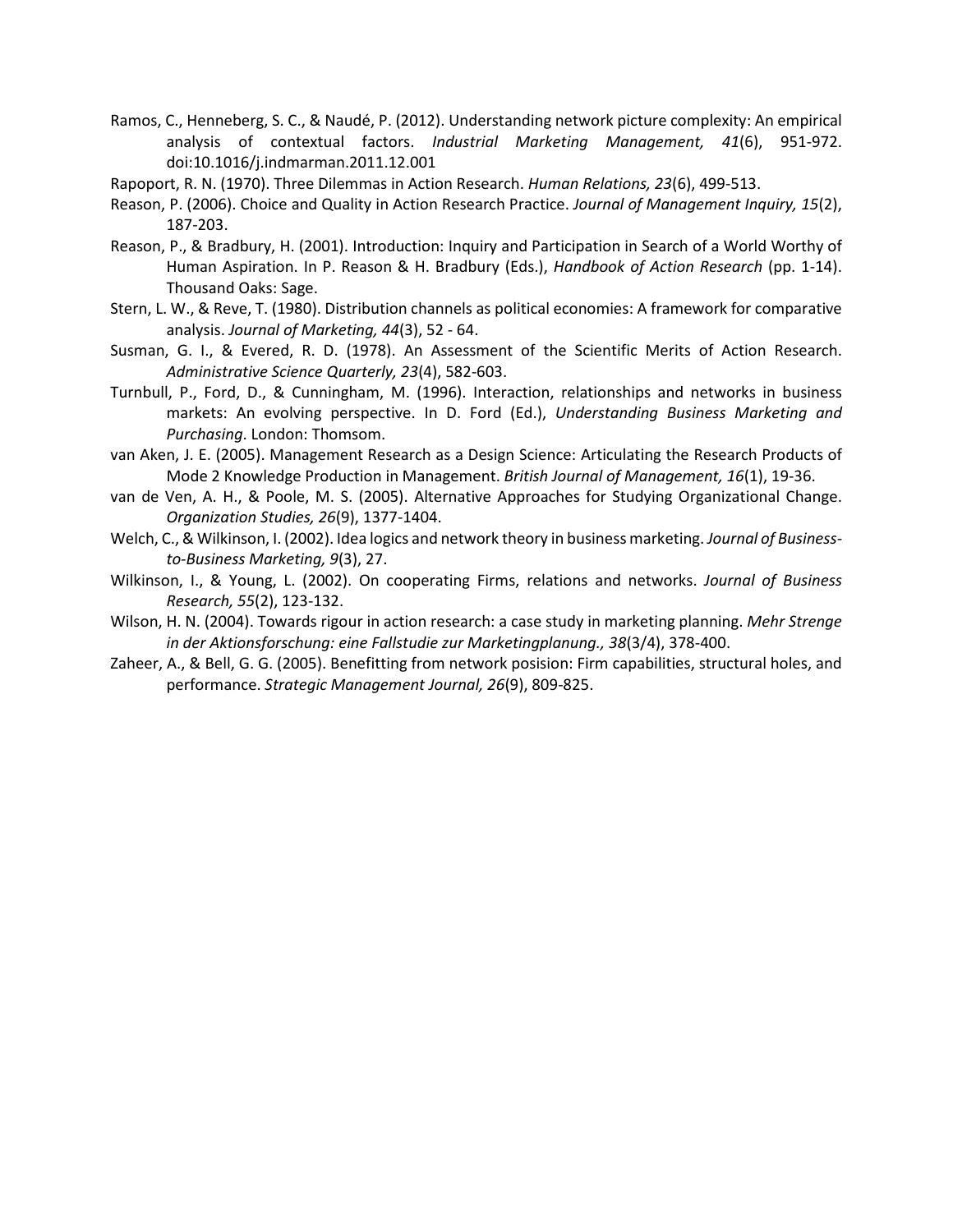Ramos, C., Henneberg, S. C., & Naudé, P. (2012). Understanding network picture complexity: An empirical analysis of contextual factors. *Industrial Marketing Management, 41*(6), 951-972. doi:10.1016/j.indmarman.2011.12.001

Rapoport, R. N. (1970). Three Dilemmas in Action Research. *Human Relations, 23*(6), 499-513.

Reason, P. (2006). Choice and Quality in Action Research Practice. *Journal of Management Inquiry, 15*(2), 187-203.

Reason, P., & Bradbury, H. (2001). Introduction: Inquiry and Participation in Search of a World Worthy of Human Aspiration. In P. Reason & H. Bradbury (Eds.), *Handbook of Action Research* (pp. 1-14). Thousand Oaks: Sage.

Stern, L. W., & Reve, T. (1980). Distribution channels as political economies: A framework for comparative analysis. *Journal of Marketing, 44*(3), 52 - 64.

Susman, G. I., & Evered, R. D. (1978). An Assessment of the Scientific Merits of Action Research. *Administrative Science Quarterly, 23*(4), 582-603.

Turnbull, P., Ford, D., & Cunningham, M. (1996). Interaction, relationships and networks in business markets: An evolving perspective. In D. Ford (Ed.), *Understanding Business Marketing and Purchasing*. London: Thomsom.

van Aken, J. E. (2005). Management Research as a Design Science: Articulating the Research Products of Mode 2 Knowledge Production in Management. *British Journal of Management, 16*(1), 19-36.

van de Ven, A. H., & Poole, M. S. (2005). Alternative Approaches for Studying Organizational Change. *Organization Studies, 26*(9), 1377-1404.

Welch, C., & Wilkinson, I. (2002). Idea logics and network theory in business marketing. *Journal of Business-to-Business Marketing, 9*(3), 27.

Wilkinson, I., & Young, L. (2002). On cooperating Firms, relations and networks. *Journal of Business Research, 55*(2), 123-132.

Wilson, H. N. (2004). Towards rigour in action research: a case study in marketing planning. *Mehr Strenge in der Aktionsforschung: eine Fallstudie zur Marketingplanung., 38*(3/4), 378-400.

Zaheer, A., & Bell, G. G. (2005). Benefitting from network posision: Firm capabilities, structural holes, and performance. *Strategic Management Journal, 26*(9), 809-825.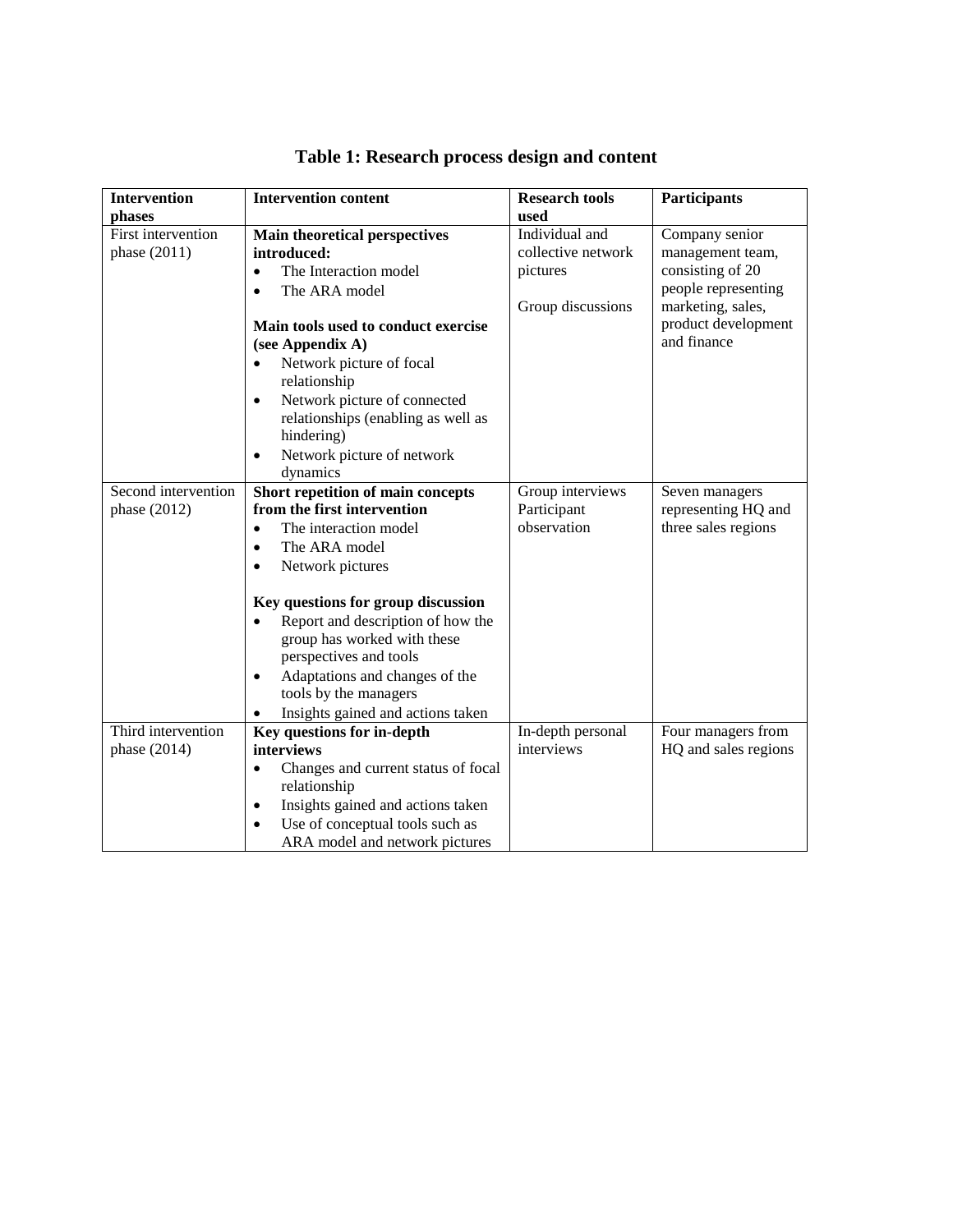**Table 1: Research process design and content**

| Intervention phases | Intervention content | Research tools used | Participants |
|---|---|---|---|
| First intervention phase (2011) | **Main theoretical perspectives introduced:**<br>• The Interaction model<br>• The ARA model<br><br>**Main tools used to conduct exercise (see Appendix A)**<br>• Network picture of focal relationship<br>• Network picture of connected relationships (enabling as well as hindering)<br>• Network picture of network dynamics | Individual and collective network pictures<br><br>Group discussions | Company senior management team, consisting of 20 people representing marketing, sales, product development and finance |
| Second intervention phase (2012) | **Short repetition of main concepts from the first intervention**<br>• The interaction model<br>• The ARA model<br>• Network pictures<br><br>**Key questions for group discussion**<br>• Report and description of how the group has worked with these perspectives and tools<br>• Adaptations and changes of the tools by the managers<br>• Insights gained and actions taken | Group interviews<br>Participant observation | Seven managers representing HQ and three sales regions |
| Third intervention phase (2014) | **Key questions for in-depth interviews**<br>• Changes and current status of focal relationship<br>• Insights gained and actions taken<br>• Use of conceptual tools such as ARA model and network pictures | In-depth personal interviews | Four managers from HQ and sales regions |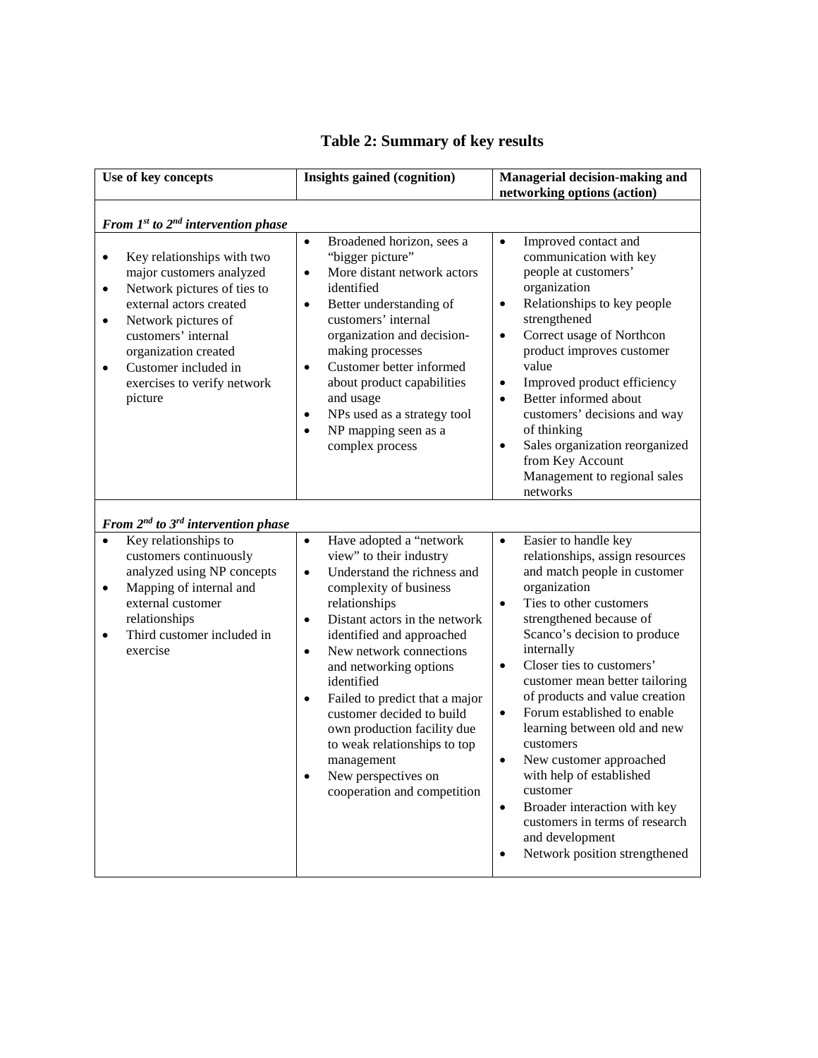# Table 2: Summary of key results

| Use of key concepts | Insights gained (cognition) | Managerial decision-making and networking options (action) |
|---|---|---|
| ***From 1st to 2nd intervention phase*** | | |
| • Key relationships with two major customers analyzed<br>• Network pictures of ties to external actors created<br>• Network pictures of customers' internal organization created<br>• Customer included in exercises to verify network picture | • Broadened horizon, sees a "bigger picture"<br>• More distant network actors identified<br>• Better understanding of customers' internal organization and decision-making processes<br>• Customer better informed about product capabilities and usage<br>• NPs used as a strategy tool<br>• NP mapping seen as a complex process | • Improved contact and communication with key people at customers' organization<br>• Relationships to key people strengthened<br>• Correct usage of Northcon product improves customer value<br>• Improved product efficiency<br>• Better informed about customers' decisions and way of thinking<br>• Sales organization reorganized from Key Account Management to regional sales networks |
| ***From 2nd to 3rd intervention phase*** | | |
| • Key relationships to customers continuously analyzed using NP concepts<br>• Mapping of internal and external customer relationships<br>• Third customer included in exercise | • Have adopted a "network view" to their industry<br>• Understand the richness and complexity of business relationships<br>• Distant actors in the network identified and approached<br>• New network connections and networking options identified<br>• Failed to predict that a major customer decided to build own production facility due to weak relationships to top management<br>• New perspectives on cooperation and competition | • Easier to handle key relationships, assign resources and match people in customer organization<br>• Ties to other customers strengthened because of Scanco's decision to produce internally<br>• Closer ties to customers' customer mean better tailoring of products and value creation<br>• Forum established to enable learning between old and new customers<br>• New customer approached with help of established customer<br>• Broader interaction with key customers in terms of research and development<br>• Network position strengthened |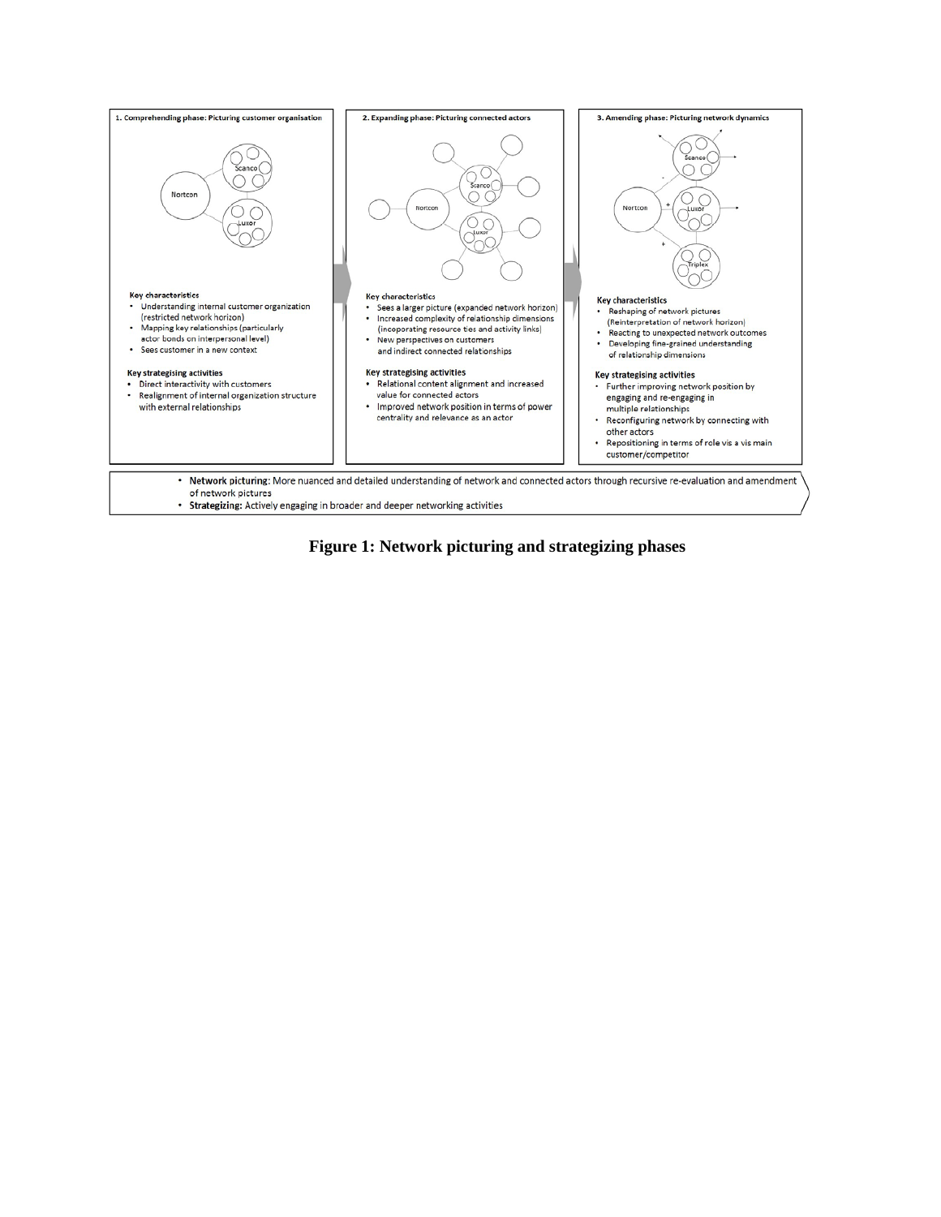**1. Comprehending phase: Picturing customer organisation**

Nortcon

Scanco

Luxor

Key characteristics

- Understanding internal customer organization (restricted network horizon)
- Mapping key relationships (particularly actor bonds on interpersonal level)
- Sees customer in a new context

Key strategising activities

- Direct interactivity with customers
- Realignment of internal organization structure with external relationships

**2. Expanding phase: Picturing connected actors**

Nortcon

Scanco

Luxor

Key characteristics

- Sees a larger picture (expanded network horizon)
- Increased complexity of relationship dimensions (incoporating resource ties and activity links)
- New perspectives on customers and indirect connected relationships

Key strategising activities

- Relational content alignment and increased value for connected actors
- Improved network position in terms of power centrality and relevance as an actor

**3. Amending phase: Picturing network dynamics**

Nortcon

Scanco

Luxor

Triplex

-

+

+

Key characteristics

- Reshaping of network pictures (Reinterpretation of network horizon)
- Reacting to unexpected network outcomes
- Developing fine-grained understanding of relationship dimensions

Key strategising activities

- Further improving network position by engaging and re-engaging in multiple relationships
- Reconfiguring network by connecting with other actors
- Repositioning in terms of role vis a vis main customer/competitor

- **Network picturing:** More nuanced and detailed understanding of network and connected actors through recursive re-evaluation and amendment of network pictures
- **Strategizing:** Actively engaging in broader and deeper networking activities

**Figure 1: Network picturing and strategizing phases**